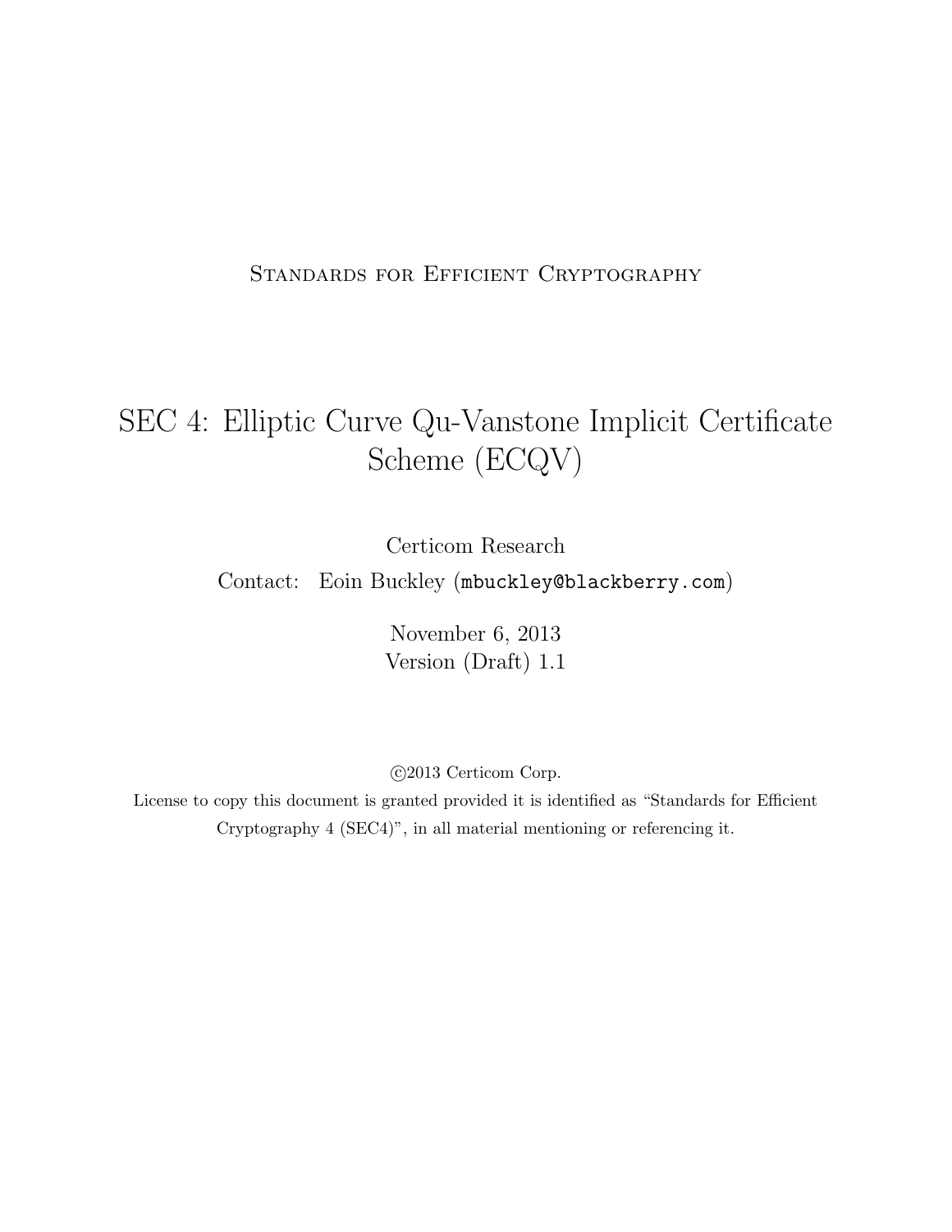Standards for Efficient Cryptography

# SEC 4: Elliptic Curve Qu-Vanstone Implicit Certificate Scheme (ECQV)

Certicom Research

Contact: Eoin Buckley (mbuckley@blackberry.com)

November 6, 2013

Version (Draft) 1.1

©2013 Certicom Corp.

License to copy this document is granted provided it is identified as "Standards for Efficient Cryptography 4 (SEC4)", in all material mentioning or referencing it.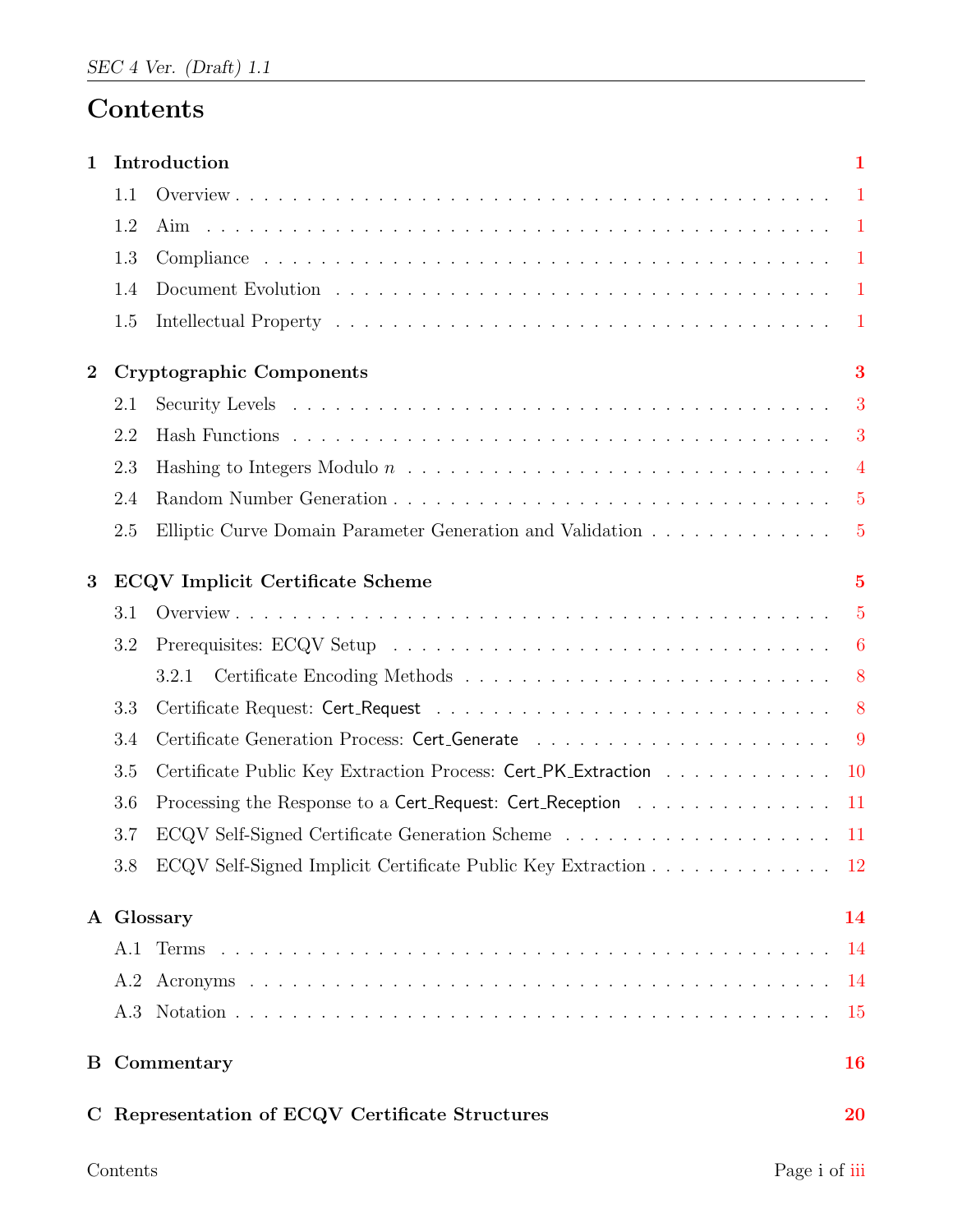# Contents

**1 Introduction** **1**

- 1.1 Overview . . . 1
- 1.2 Aim . . . 1
- 1.3 Compliance . . . 1
- 1.4 Document Evolution . . . 1
- 1.5 Intellectual Property . . . 1

**2 Cryptographic Components** **3**

- 2.1 Security Levels . . . 3
- 2.2 Hash Functions . . . 3
- 2.3 Hashing to Integers Modulo $n$ . . . 4
- 2.4 Random Number Generation . . . 5
- 2.5 Elliptic Curve Domain Parameter Generation and Validation . . . 5

**3 ECQV Implicit Certificate Scheme** **5**

- 3.1 Overview . . . 5
- 3.2 Prerequisites: ECQV Setup . . . 6
  - 3.2.1 Certificate Encoding Methods . . . 8
- 3.3 Certificate Request: Cert_Request . . . 8
- 3.4 Certificate Generation Process: Cert_Generate . . . 9
- 3.5 Certificate Public Key Extraction Process: Cert_PK_Extraction . . . 10
- 3.6 Processing the Response to a Cert_Request: Cert_Reception . . . 11
- 3.7 ECQV Self-Signed Certificate Generation Scheme . . . 11
- 3.8 ECQV Self-Signed Implicit Certificate Public Key Extraction . . . 12

**A Glossary** **14**

- A.1 Terms . . . 14
- A.2 Acronyms . . . 14
- A.3 Notation . . . 15

**B Commentary** **16**

**C Representation of ECQV Certificate Structures** **20**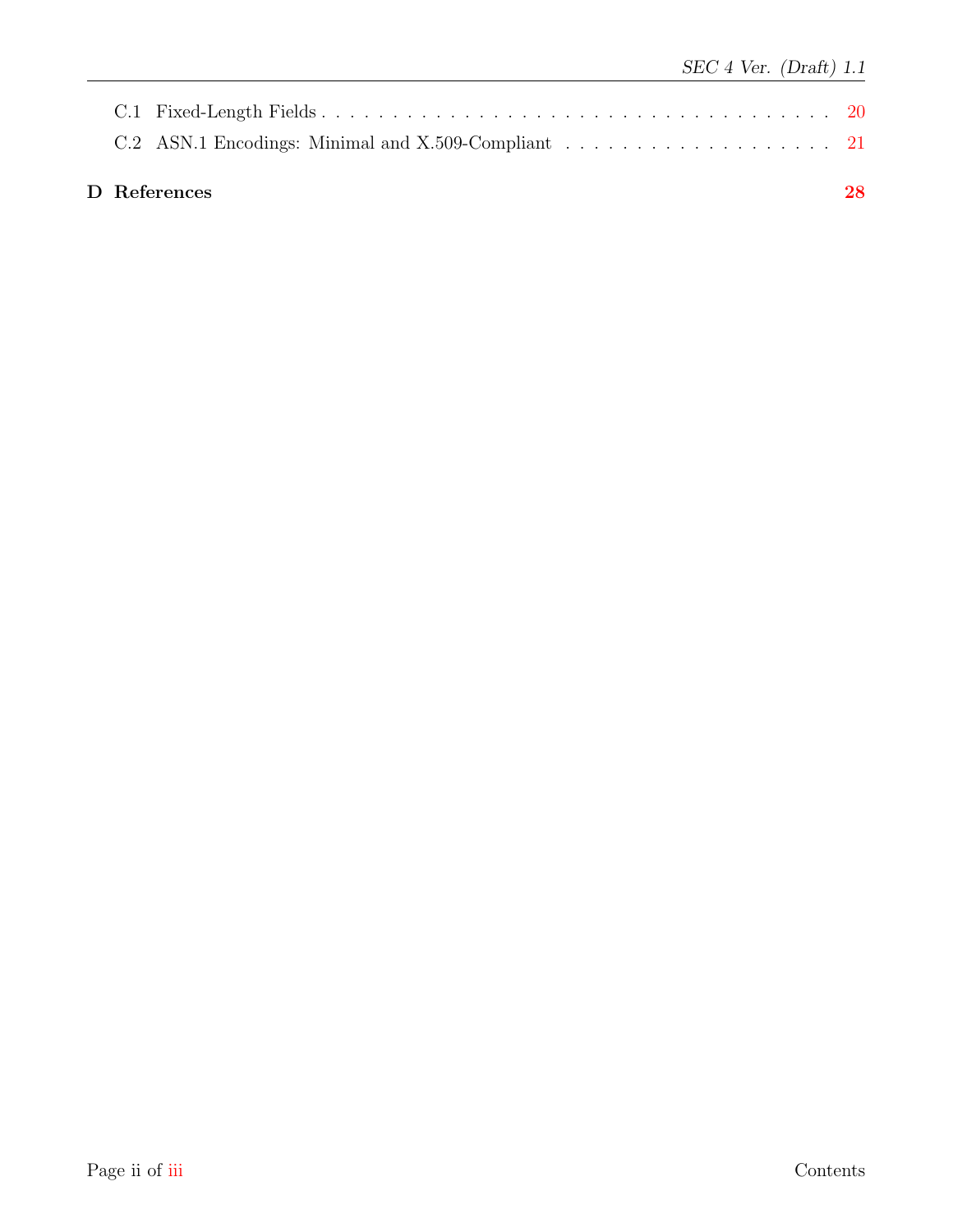C.1 Fixed-Length Fields . . . . . . . . . . . . . . . . . . . . . . . . . . . . . . . . . . . . . . . 20

C.2 ASN.1 Encodings: Minimal and X.509-Compliant . . . . . . . . . . . . . . . . . . . . 21

**D References** **28**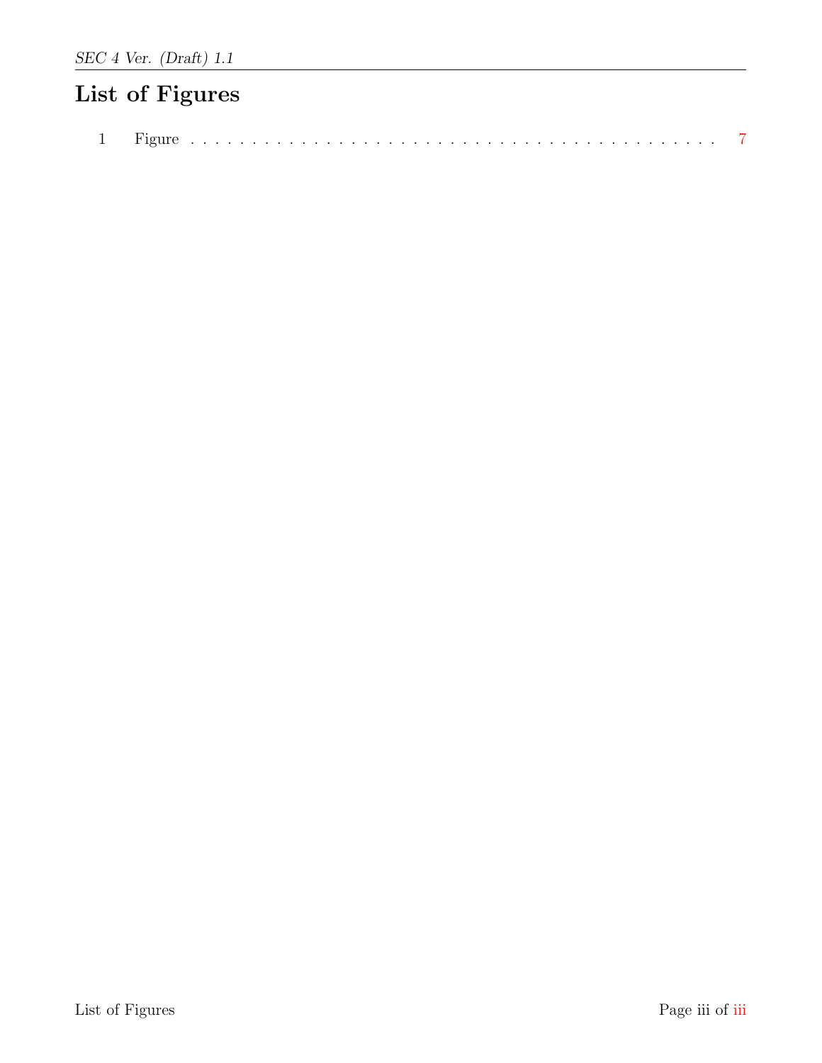# List of Figures

1 Figure . . . . . . . . . . . . . . . . . . . . . . . . . . . . . . . . . . . . . . . . . 7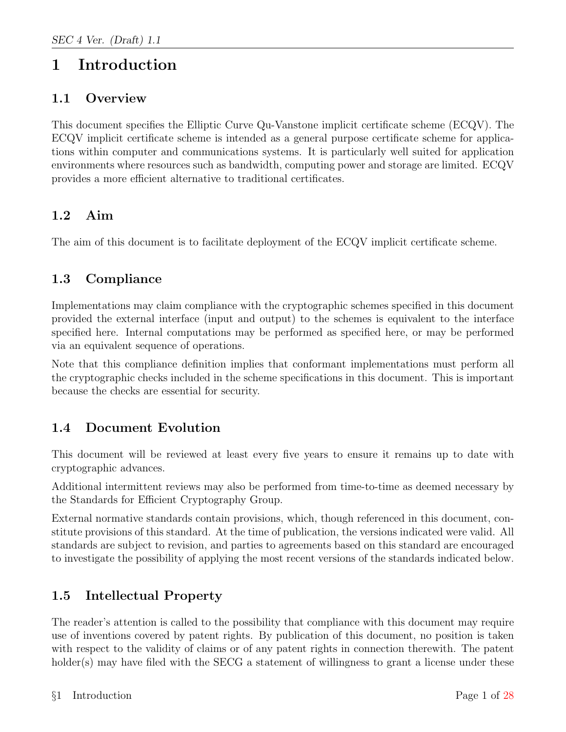# 1 Introduction

## 1.1 Overview

This document specifies the Elliptic Curve Qu-Vanstone implicit certificate scheme (ECQV). The ECQV implicit certificate scheme is intended as a general purpose certificate scheme for applications within computer and communications systems. It is particularly well suited for application environments where resources such as bandwidth, computing power and storage are limited. ECQV provides a more efficient alternative to traditional certificates.

## 1.2 Aim

The aim of this document is to facilitate deployment of the ECQV implicit certificate scheme.

## 1.3 Compliance

Implementations may claim compliance with the cryptographic schemes specified in this document provided the external interface (input and output) to the schemes is equivalent to the interface specified here. Internal computations may be performed as specified here, or may be performed via an equivalent sequence of operations.

Note that this compliance definition implies that conformant implementations must perform all the cryptographic checks included in the scheme specifications in this document. This is important because the checks are essential for security.

## 1.4 Document Evolution

This document will be reviewed at least every five years to ensure it remains up to date with cryptographic advances.

Additional intermittent reviews may also be performed from time-to-time as deemed necessary by the Standards for Efficient Cryptography Group.

External normative standards contain provisions, which, though referenced in this document, constitute provisions of this standard. At the time of publication, the versions indicated were valid. All standards are subject to revision, and parties to agreements based on this standard are encouraged to investigate the possibility of applying the most recent versions of the standards indicated below.

## 1.5 Intellectual Property

The reader's attention is called to the possibility that compliance with this document may require use of inventions covered by patent rights. By publication of this document, no position is taken with respect to the validity of claims or of any patent rights in connection therewith. The patent holder(s) may have filed with the SECG a statement of willingness to grant a license under these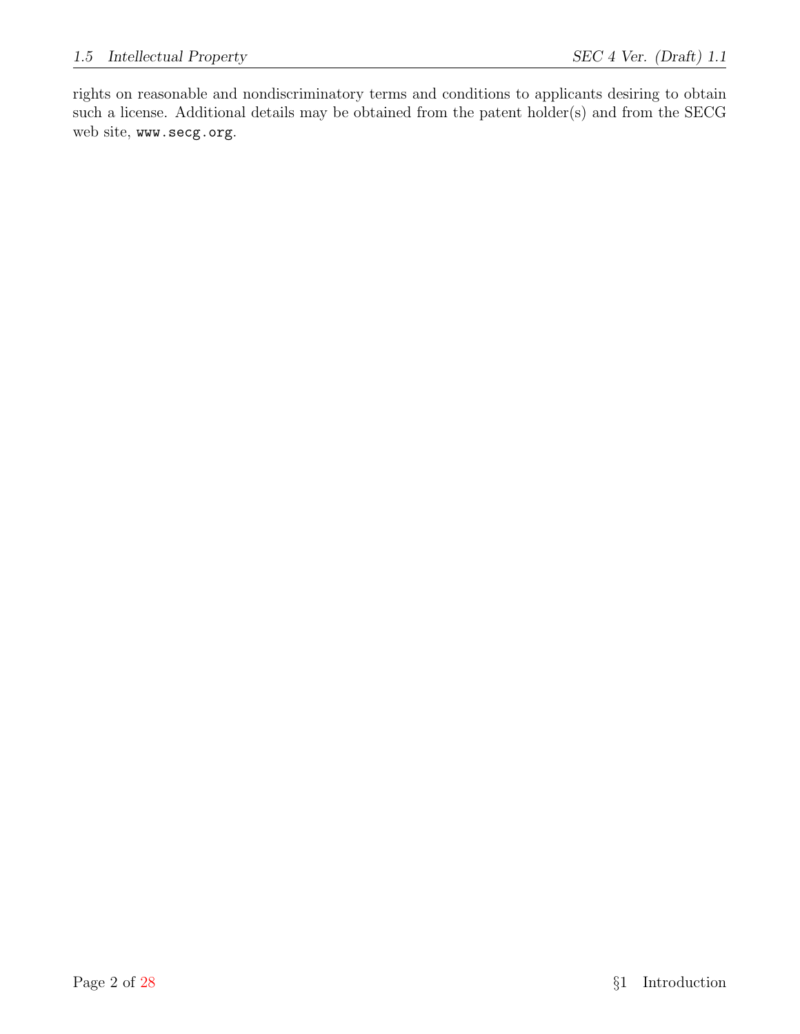rights on reasonable and nondiscriminatory terms and conditions to applicants desiring to obtain such a license. Additional details may be obtained from the patent holder(s) and from the SECG web site, `www.secg.org`.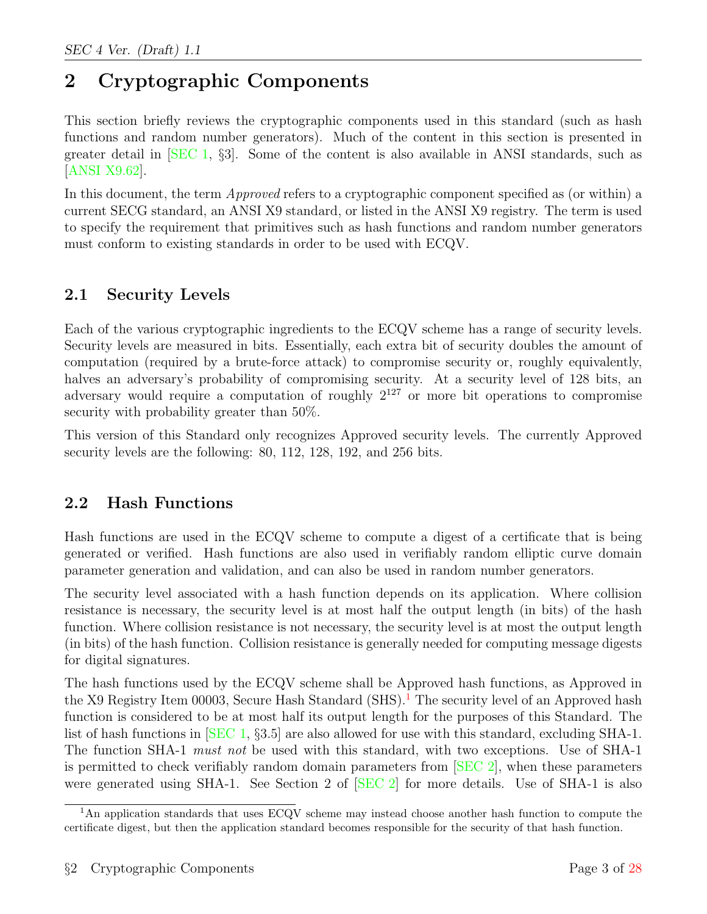# 2 Cryptographic Components

This section briefly reviews the cryptographic components used in this standard (such as hash functions and random number generators). Much of the content in this section is presented in greater detail in [SEC 1, §3]. Some of the content is also available in ANSI standards, such as [ANSI X9.62].

In this document, the term *Approved* refers to a cryptographic component specified as (or within) a current SECG standard, an ANSI X9 standard, or listed in the ANSI X9 registry. The term is used to specify the requirement that primitives such as hash functions and random number generators must conform to existing standards in order to be used with ECQV.

## 2.1 Security Levels

Each of the various cryptographic ingredients to the ECQV scheme has a range of security levels. Security levels are measured in bits. Essentially, each extra bit of security doubles the amount of computation (required by a brute-force attack) to compromise security or, roughly equivalently, halves an adversary's probability of compromising security. At a security level of 128 bits, an adversary would require a computation of roughly $2^{127}$ or more bit operations to compromise security with probability greater than 50%.

This version of this Standard only recognizes Approved security levels. The currently Approved security levels are the following: 80, 112, 128, 192, and 256 bits.

## 2.2 Hash Functions

Hash functions are used in the ECQV scheme to compute a digest of a certificate that is being generated or verified. Hash functions are also used in verifiably random elliptic curve domain parameter generation and validation, and can also be used in random number generators.

The security level associated with a hash function depends on its application. Where collision resistance is necessary, the security level is at most half the output length (in bits) of the hash function. Where collision resistance is not necessary, the security level is at most the output length (in bits) of the hash function. Collision resistance is generally needed for computing message digests for digital signatures.

The hash functions used by the ECQV scheme shall be Approved hash functions, as Approved in the X9 Registry Item 00003, Secure Hash Standard (SHS).[1] The security level of an Approved hash function is considered to be at most half its output length for the purposes of this Standard. The list of hash functions in [SEC 1, §3.5] are also allowed for use with this standard, excluding SHA-1. The function SHA-1 *must not* be used with this standard, with two exceptions. Use of SHA-1 is permitted to check verifiably random domain parameters from [SEC 2], when these parameters were generated using SHA-1. See Section 2 of [SEC 2] for more details. Use of SHA-1 is also

[1] An application standards that uses ECQV scheme may instead choose another hash function to compute the certificate digest, but then the application standard becomes responsible for the security of that hash function.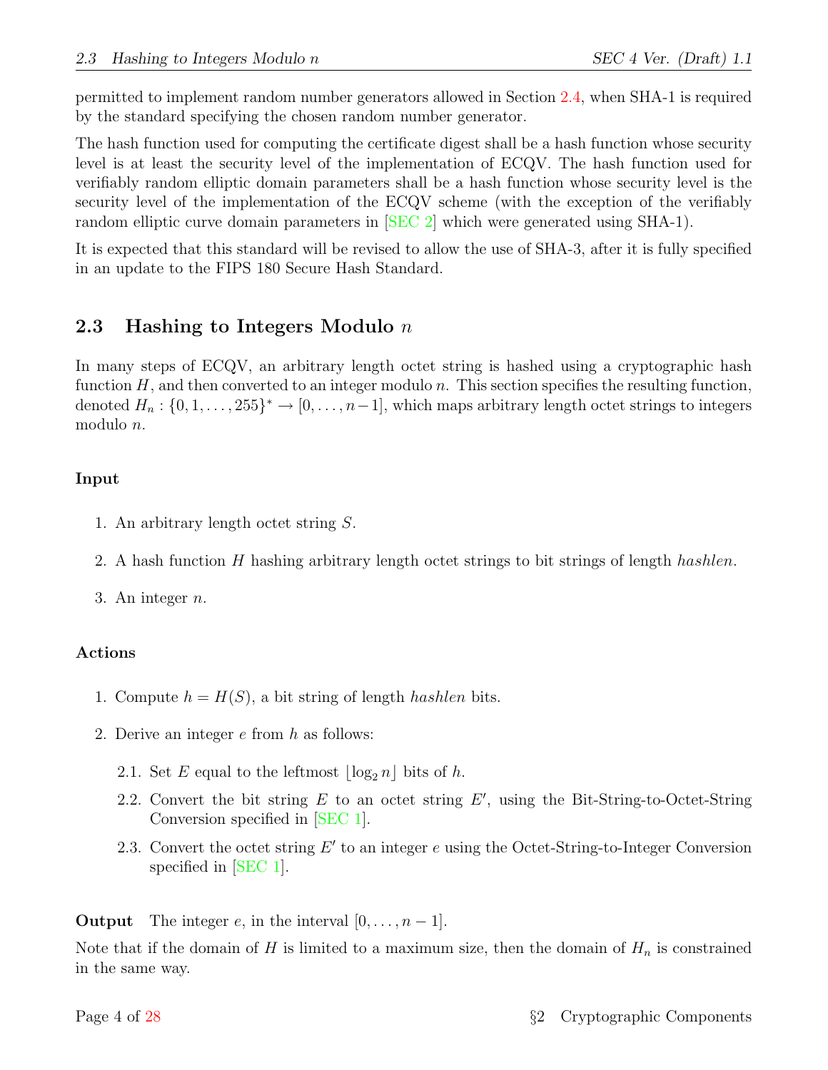permitted to implement random number generators allowed in Section 2.4, when SHA-1 is required by the standard specifying the chosen random number generator.

The hash function used for computing the certificate digest shall be a hash function whose security level is at least the security level of the implementation of ECQV. The hash function used for verifiably random elliptic domain parameters shall be a hash function whose security level is the security level of the implementation of the ECQV scheme (with the exception of the verifiably random elliptic curve domain parameters in [SEC 2] which were generated using SHA-1).

It is expected that this standard will be revised to allow the use of SHA-3, after it is fully specified in an update to the FIPS 180 Secure Hash Standard.

## 2.3 Hashing to Integers Modulo $n$

In many steps of ECQV, an arbitrary length octet string is hashed using a cryptographic hash function $H$, and then converted to an integer modulo $n$. This section specifies the resulting function, denoted $H_n : \{0, 1, \ldots, 255\}^* \rightarrow [0, \ldots, n-1]$, which maps arbitrary length octet strings to integers modulo $n$.

### Input

1. An arbitrary length octet string $S$.
2. A hash function $H$ hashing arbitrary length octet strings to bit strings of length *hashlen*.
3. An integer $n$.

### Actions

1. Compute $h = H(S)$, a bit string of length *hashlen* bits.
2. Derive an integer $e$ from $h$ as follows:
   - 2.1. Set $E$ equal to the leftmost $\lfloor \log_2 n \rfloor$ bits of $h$.
   - 2.2. Convert the bit string $E$ to an octet string $E'$, using the Bit-String-to-Octet-String Conversion specified in [SEC 1].
   - 2.3. Convert the octet string $E'$ to an integer $e$ using the Octet-String-to-Integer Conversion specified in [SEC 1].

**Output** The integer $e$, in the interval $[0, \ldots, n-1]$.

Note that if the domain of $H$ is limited to a maximum size, then the domain of $H_n$ is constrained in the same way.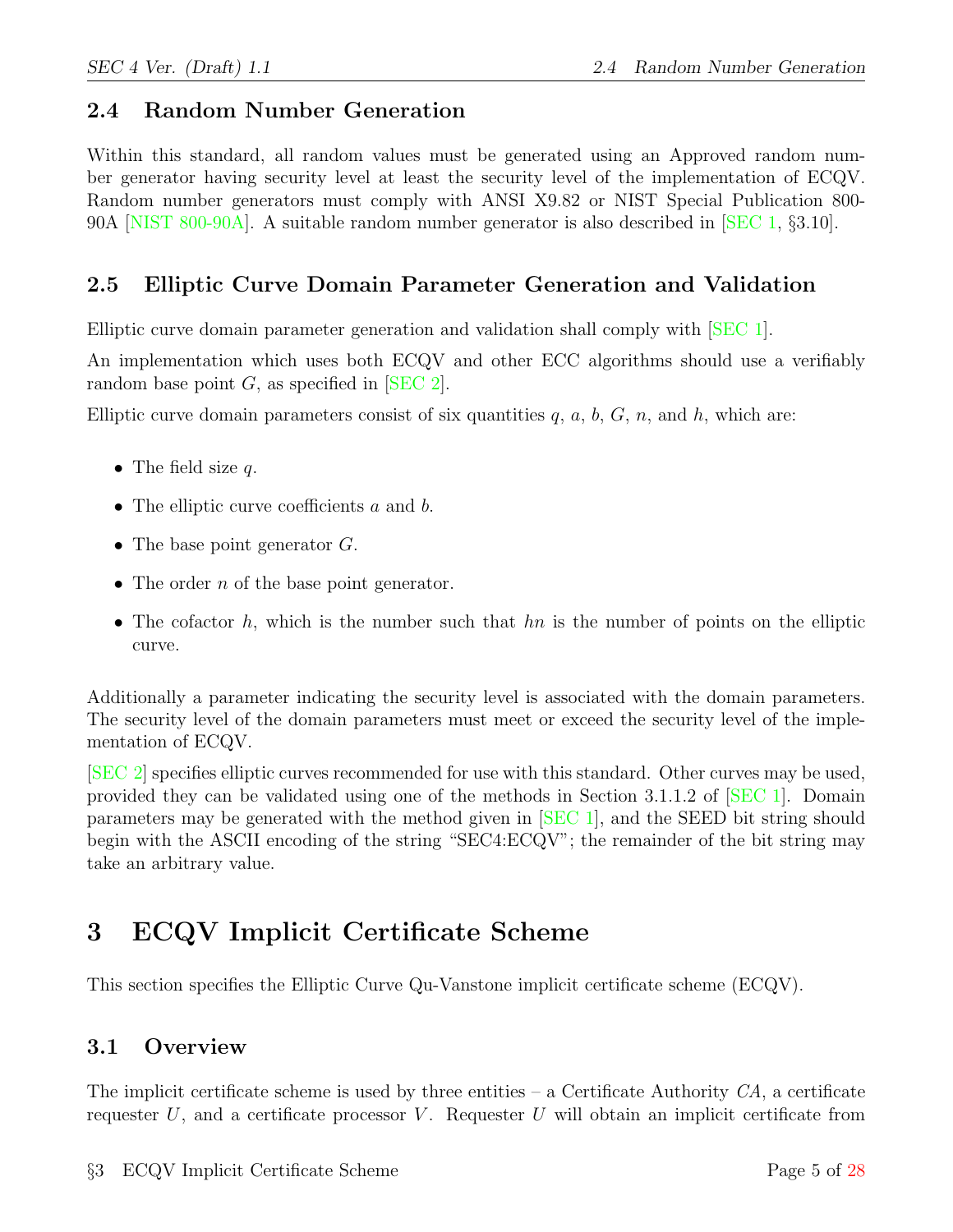## 2.4 Random Number Generation

Within this standard, all random values must be generated using an Approved random number generator having security level at least the security level of the implementation of ECQV. Random number generators must comply with ANSI X9.82 or NIST Special Publication 800-90A [NIST 800-90A]. A suitable random number generator is also described in [SEC 1, §3.10].

## 2.5 Elliptic Curve Domain Parameter Generation and Validation

Elliptic curve domain parameter generation and validation shall comply with [SEC 1].

An implementation which uses both ECQV and other ECC algorithms should use a verifiably random base point $G$, as specified in [SEC 2].

Elliptic curve domain parameters consist of six quantities $q$, $a$, $b$, $G$, $n$, and $h$, which are:

- The field size $q$.
- The elliptic curve coefficients $a$ and $b$.
- The base point generator $G$.
- The order $n$ of the base point generator.
- The cofactor $h$, which is the number such that $hn$ is the number of points on the elliptic curve.

Additionally a parameter indicating the security level is associated with the domain parameters. The security level of the domain parameters must meet or exceed the security level of the implementation of ECQV.

[SEC 2] specifies elliptic curves recommended for use with this standard. Other curves may be used, provided they can be validated using one of the methods in Section 3.1.1.2 of [SEC 1]. Domain parameters may be generated with the method given in [SEC 1], and the SEED bit string should begin with the ASCII encoding of the string "SEC4:ECQV"; the remainder of the bit string may take an arbitrary value.

# 3 ECQV Implicit Certificate Scheme

This section specifies the Elliptic Curve Qu-Vanstone implicit certificate scheme (ECQV).

## 3.1 Overview

The implicit certificate scheme is used by three entities – a Certificate Authority $CA$, a certificate requester $U$, and a certificate processor $V$. Requester $U$ will obtain an implicit certificate from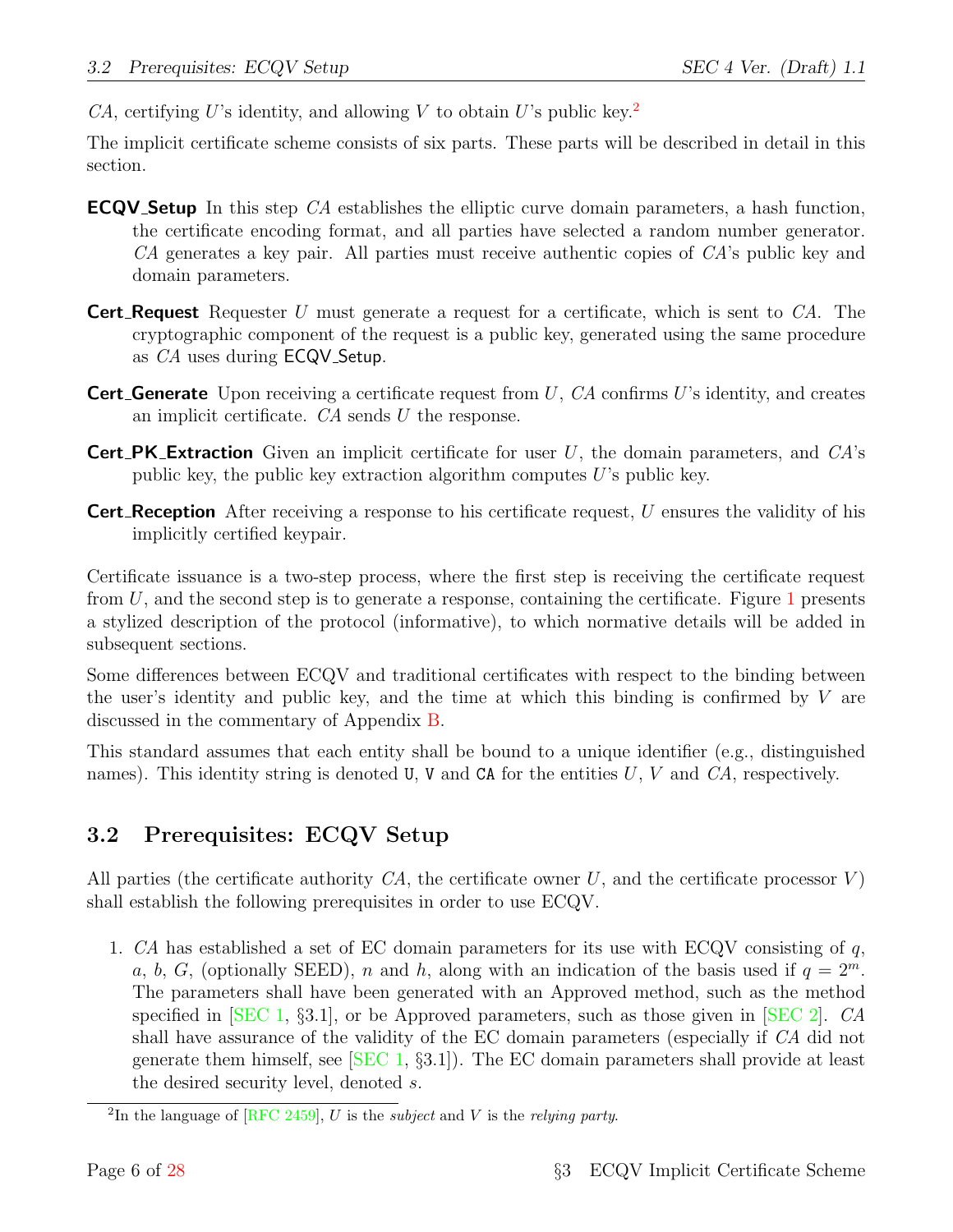*CA*, certifying *U*'s identity, and allowing *V* to obtain *U*'s public key.[2]

The implicit certificate scheme consists of six parts. These parts will be described in detail in this section.

**ECQV_Setup** In this step *CA* establishes the elliptic curve domain parameters, a hash function, the certificate encoding format, and all parties have selected a random number generator. *CA* generates a key pair. All parties must receive authentic copies of *CA*'s public key and domain parameters.

**Cert_Request** Requester *U* must generate a request for a certificate, which is sent to *CA*. The cryptographic component of the request is a public key, generated using the same procedure as *CA* uses during ECQV_Setup.

**Cert_Generate** Upon receiving a certificate request from *U*, *CA* confirms *U*'s identity, and creates an implicit certificate. *CA* sends *U* the response.

**Cert_PK_Extraction** Given an implicit certificate for user *U*, the domain parameters, and *CA*'s public key, the public key extraction algorithm computes *U*'s public key.

**Cert_Reception** After receiving a response to his certificate request, *U* ensures the validity of his implicitly certified keypair.

Certificate issuance is a two-step process, where the first step is receiving the certificate request from *U*, and the second step is to generate a response, containing the certificate. Figure 1 presents a stylized description of the protocol (informative), to which normative details will be added in subsequent sections.

Some differences between ECQV and traditional certificates with respect to the binding between the user's identity and public key, and the time at which this binding is confirmed by *V* are discussed in the commentary of Appendix B.

This standard assumes that each entity shall be bound to a unique identifier (e.g., distinguished names). This identity string is denoted `U`, `V` and `CA` for the entities *U*, *V* and *CA*, respectively.

## 3.2 Prerequisites: ECQV Setup

All parties (the certificate authority *CA*, the certificate owner *U*, and the certificate processor *V*) shall establish the following prerequisites in order to use ECQV.

1. *CA* has established a set of EC domain parameters for its use with ECQV consisting of $q$, $a$, $b$, $G$, (optionally SEED), $n$ and $h$, along with an indication of the basis used if $q = 2^m$. The parameters shall have been generated with an Approved method, such as the method specified in [SEC 1, §3.1], or be Approved parameters, such as those given in [SEC 2]. *CA* shall have assurance of the validity of the EC domain parameters (especially if *CA* did not generate them himself, see [SEC 1, §3.1]). The EC domain parameters shall provide at least the desired security level, denoted $s$.

[2] In the language of [RFC 2459], *U* is the *subject* and *V* is the *relying party*.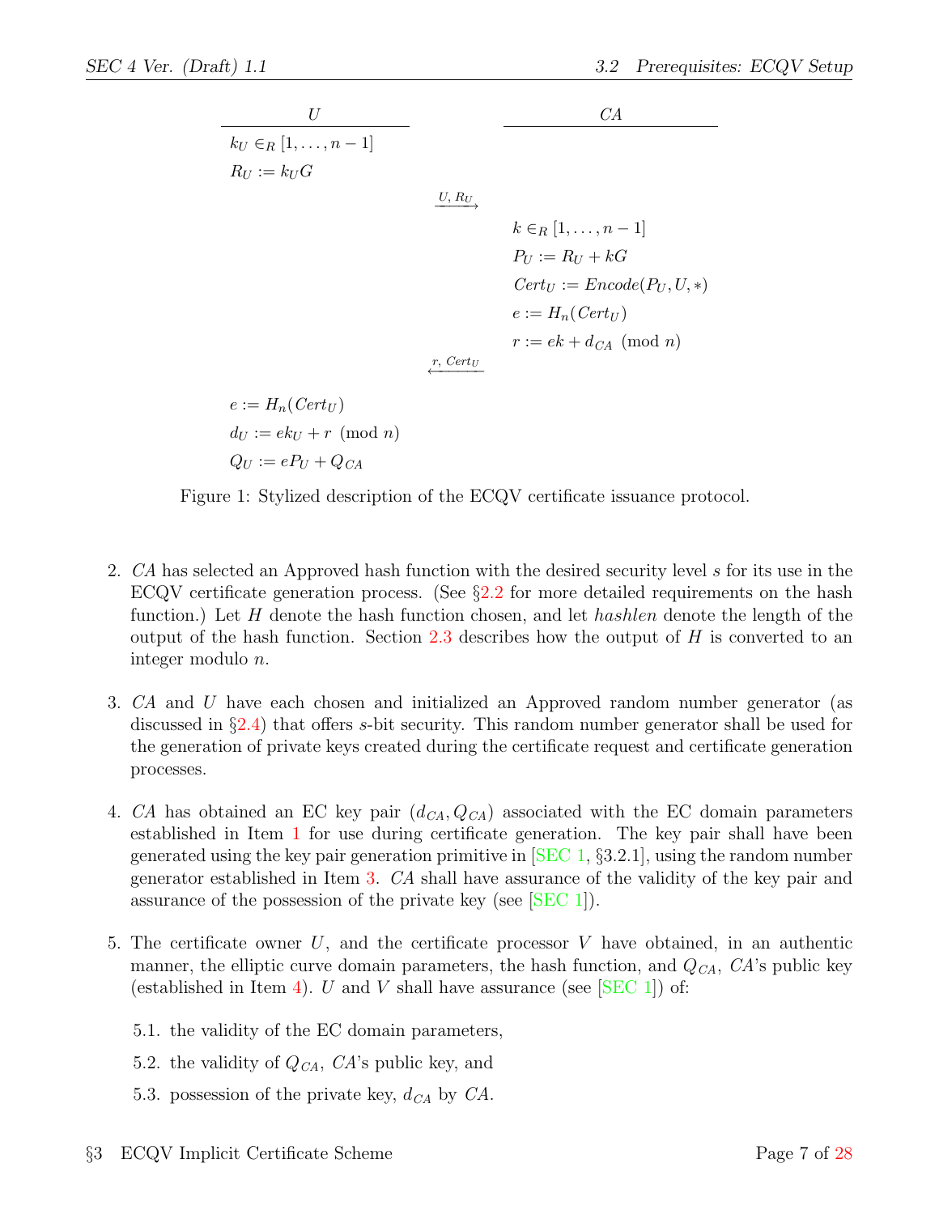| $U$ | | $CA$ |
|---|---|---|
| $k_U \in_R [1, \ldots, n-1]$ | | |
| $R_U := k_U G$ | | |
| | $\xrightarrow{U,\ R_U}$ | |
| | | $k \in_R [1, \ldots, n-1]$ |
| | | $P_U := R_U + kG$ |
| | | $Cert_U := Encode(P_U, U, *)$ |
| | | $e := H_n(Cert_U)$ |
| | | $r := ek + d_{CA} \pmod{n}$ |
| | $\xleftarrow{r,\ Cert_U}$ | |
| $e := H_n(Cert_U)$ | | |
| $d_U := ek_U + r \pmod{n}$ | | |
| $Q_U := eP_U + Q_{CA}$ | | |

Figure 1: Stylized description of the ECQV certificate issuance protocol.

2. *CA* has selected an Approved hash function with the desired security level $s$ for its use in the ECQV certificate generation process. (See §2.2 for more detailed requirements on the hash function.) Let $H$ denote the hash function chosen, and let *hashlen* denote the length of the output of the hash function. Section 2.3 describes how the output of $H$ is converted to an integer modulo $n$.

3. *CA* and $U$ have each chosen and initialized an Approved random number generator (as discussed in §2.4) that offers $s$-bit security. This random number generator shall be used for the generation of private keys created during the certificate request and certificate generation processes.

4. *CA* has obtained an EC key pair $(d_{CA}, Q_{CA})$ associated with the EC domain parameters established in Item 1 for use during certificate generation. The key pair shall have been generated using the key pair generation primitive in [SEC 1, §3.2.1], using the random number generator established in Item 3. *CA* shall have assurance of the validity of the key pair and assurance of the possession of the private key (see [SEC 1]).

5. The certificate owner $U$, and the certificate processor $V$ have obtained, in an authentic manner, the elliptic curve domain parameters, the hash function, and $Q_{CA}$, *CA*'s public key (established in Item 4). $U$ and $V$ shall have assurance (see [SEC 1]) of:

   5.1. the validity of the EC domain parameters,

   5.2. the validity of $Q_{CA}$, *CA*'s public key, and

   5.3. possession of the private key, $d_{CA}$ by *CA*.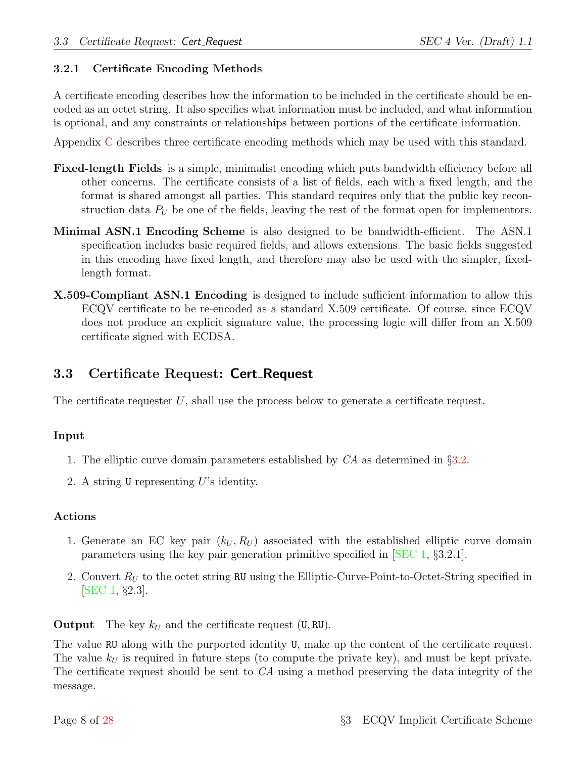### 3.2.1 Certificate Encoding Methods

A certificate encoding describes how the information to be included in the certificate should be encoded as an octet string. It also specifies what information must be included, and what information is optional, and any constraints or relationships between portions of the certificate information.

Appendix C describes three certificate encoding methods which may be used with this standard.

**Fixed-length Fields** is a simple, minimalist encoding which puts bandwidth efficiency before all other concerns. The certificate consists of a list of fields, each with a fixed length, and the format is shared amongst all parties. This standard requires only that the public key reconstruction data $P_U$ be one of the fields, leaving the rest of the format open for implementors.

**Minimal ASN.1 Encoding Scheme** is also designed to be bandwidth-efficient. The ASN.1 specification includes basic required fields, and allows extensions. The basic fields suggested in this encoding have fixed length, and therefore may also be used with the simpler, fixed-length format.

**X.509-Compliant ASN.1 Encoding** is designed to include sufficient information to allow this ECQV certificate to be re-encoded as a standard X.509 certificate. Of course, since ECQV does not produce an explicit signature value, the processing logic will differ from an X.509 certificate signed with ECDSA.

## 3.3 Certificate Request: Cert_Request

The certificate requester $U$, shall use the process below to generate a certificate request.

#### Input

1. The elliptic curve domain parameters established by $CA$ as determined in §3.2.
2. A string `U` representing $U$'s identity.

#### Actions

1. Generate an EC key pair $(k_U, R_U)$ associated with the established elliptic curve domain parameters using the key pair generation primitive specified in [SEC 1, §3.2.1].
2. Convert $R_U$ to the octet string `RU` using the Elliptic-Curve-Point-to-Octet-String specified in [SEC 1, §2.3].

**Output** The key $k_U$ and the certificate request (`U`, `RU`).

The value `RU` along with the purported identity `U`, make up the content of the certificate request. The value $k_U$ is required in future steps (to compute the private key), and must be kept private. The certificate request should be sent to $CA$ using a method preserving the data integrity of the message.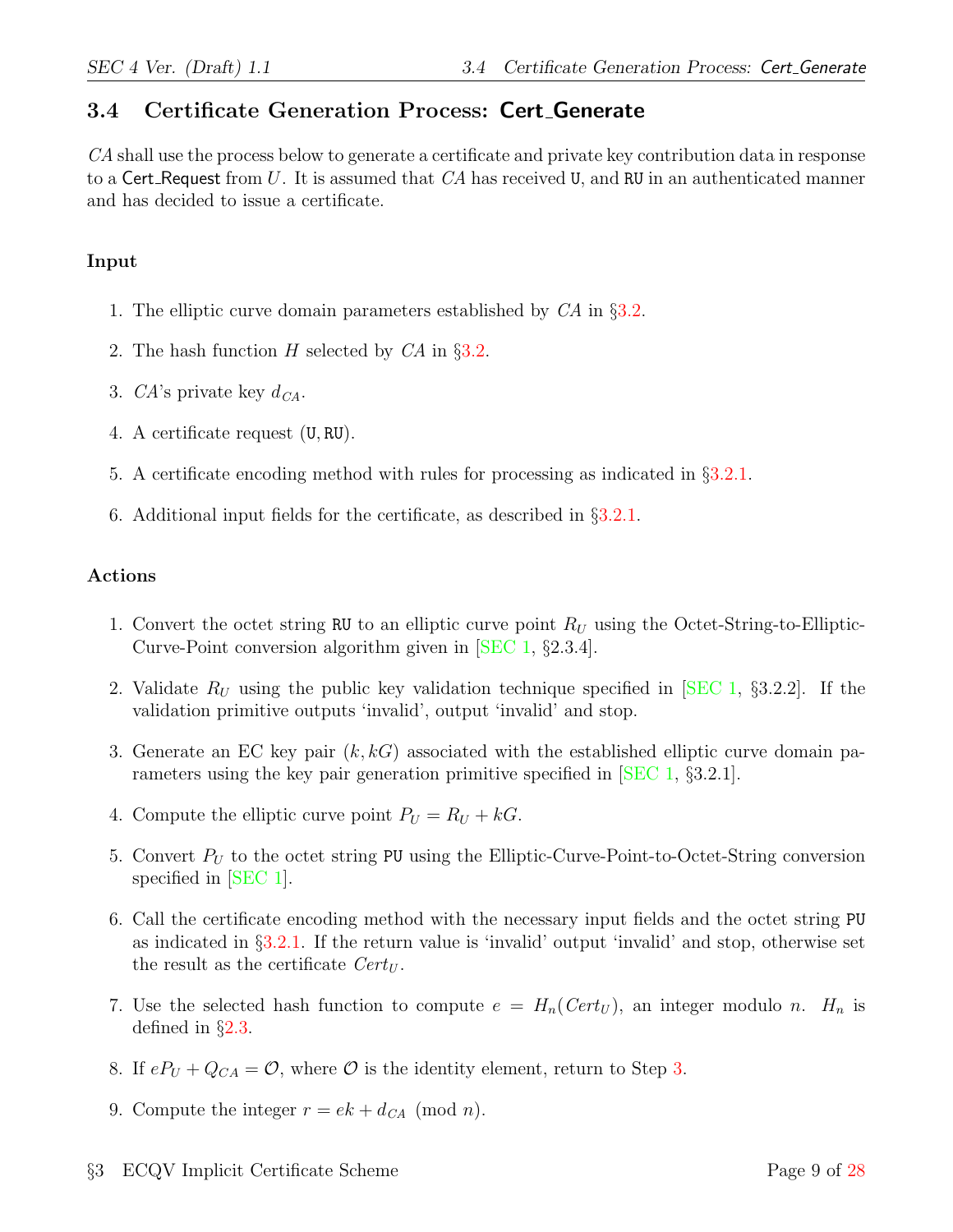## 3.4 Certificate Generation Process: Cert_Generate

$CA$ shall use the process below to generate a certificate and private key contribution data in response to a Cert_Request from $U$. It is assumed that $CA$ has received U, and RU in an authenticated manner and has decided to issue a certificate.

**Input**

1. The elliptic curve domain parameters established by $CA$ in §3.2.
2. The hash function $H$ selected by $CA$ in §3.2.
3. $CA$'s private key $d_{CA}$.
4. A certificate request (U, RU).
5. A certificate encoding method with rules for processing as indicated in §3.2.1.
6. Additional input fields for the certificate, as described in §3.2.1.

**Actions**

1. Convert the octet string RU to an elliptic curve point $R_U$ using the Octet-String-to-Elliptic-Curve-Point conversion algorithm given in [SEC 1, §2.3.4].
2. Validate $R_U$ using the public key validation technique specified in [SEC 1, §3.2.2]. If the validation primitive outputs 'invalid', output 'invalid' and stop.
3. Generate an EC key pair $(k, kG)$ associated with the established elliptic curve domain parameters using the key pair generation primitive specified in [SEC 1, §3.2.1].
4. Compute the elliptic curve point $P_U = R_U + kG$.
5. Convert $P_U$ to the octet string PU using the Elliptic-Curve-Point-to-Octet-String conversion specified in [SEC 1].
6. Call the certificate encoding method with the necessary input fields and the octet string PU as indicated in §3.2.1. If the return value is 'invalid' output 'invalid' and stop, otherwise set the result as the certificate $Cert_U$.
7. Use the selected hash function to compute $e = H_n(Cert_U)$, an integer modulo $n$. $H_n$ is defined in §2.3.
8. If $eP_U + Q_{CA} = \mathcal{O}$, where $\mathcal{O}$ is the identity element, return to Step 3.
9. Compute the integer $r = ek + d_{CA} \pmod{n}$.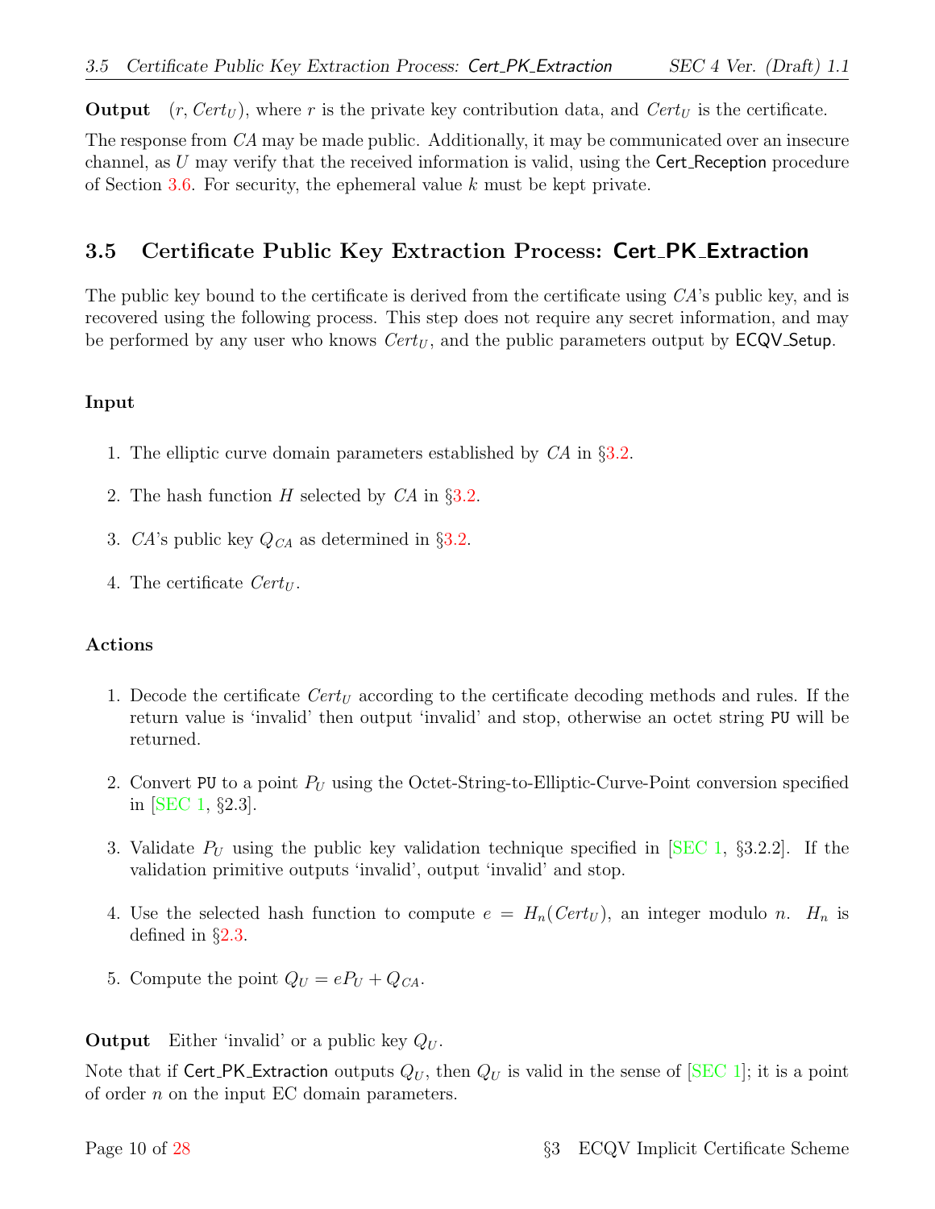**Output** $(r, Cert_U)$, where $r$ is the private key contribution data, and $Cert_U$ is the certificate.

The response from $CA$ may be made public. Additionally, it may be communicated over an insecure channel, as $U$ may verify that the received information is valid, using the Cert_Reception procedure of Section 3.6. For security, the ephemeral value $k$ must be kept private.

## 3.5 Certificate Public Key Extraction Process: Cert_PK_Extraction

The public key bound to the certificate is derived from the certificate using $CA$'s public key, and is recovered using the following process. This step does not require any secret information, and may be performed by any user who knows $Cert_U$, and the public parameters output by ECQV_Setup.

### Input

1. The elliptic curve domain parameters established by $CA$ in §3.2.
2. The hash function $H$ selected by $CA$ in §3.2.
3. $CA$'s public key $Q_{CA}$ as determined in §3.2.
4. The certificate $Cert_U$.

### Actions

1. Decode the certificate $Cert_U$ according to the certificate decoding methods and rules. If the return value is 'invalid' then output 'invalid' and stop, otherwise an octet string `PU` will be returned.
2. Convert `PU` to a point $P_U$ using the Octet-String-to-Elliptic-Curve-Point conversion specified in [SEC 1, §2.3].
3. Validate $P_U$ using the public key validation technique specified in [SEC 1, §3.2.2]. If the validation primitive outputs 'invalid', output 'invalid' and stop.
4. Use the selected hash function to compute $e = H_n(Cert_U)$, an integer modulo $n$. $H_n$ is defined in §2.3.
5. Compute the point $Q_U = eP_U + Q_{CA}$.

**Output** Either 'invalid' or a public key $Q_U$.

Note that if Cert_PK_Extraction outputs $Q_U$, then $Q_U$ is valid in the sense of [SEC 1]; it is a point of order $n$ on the input EC domain parameters.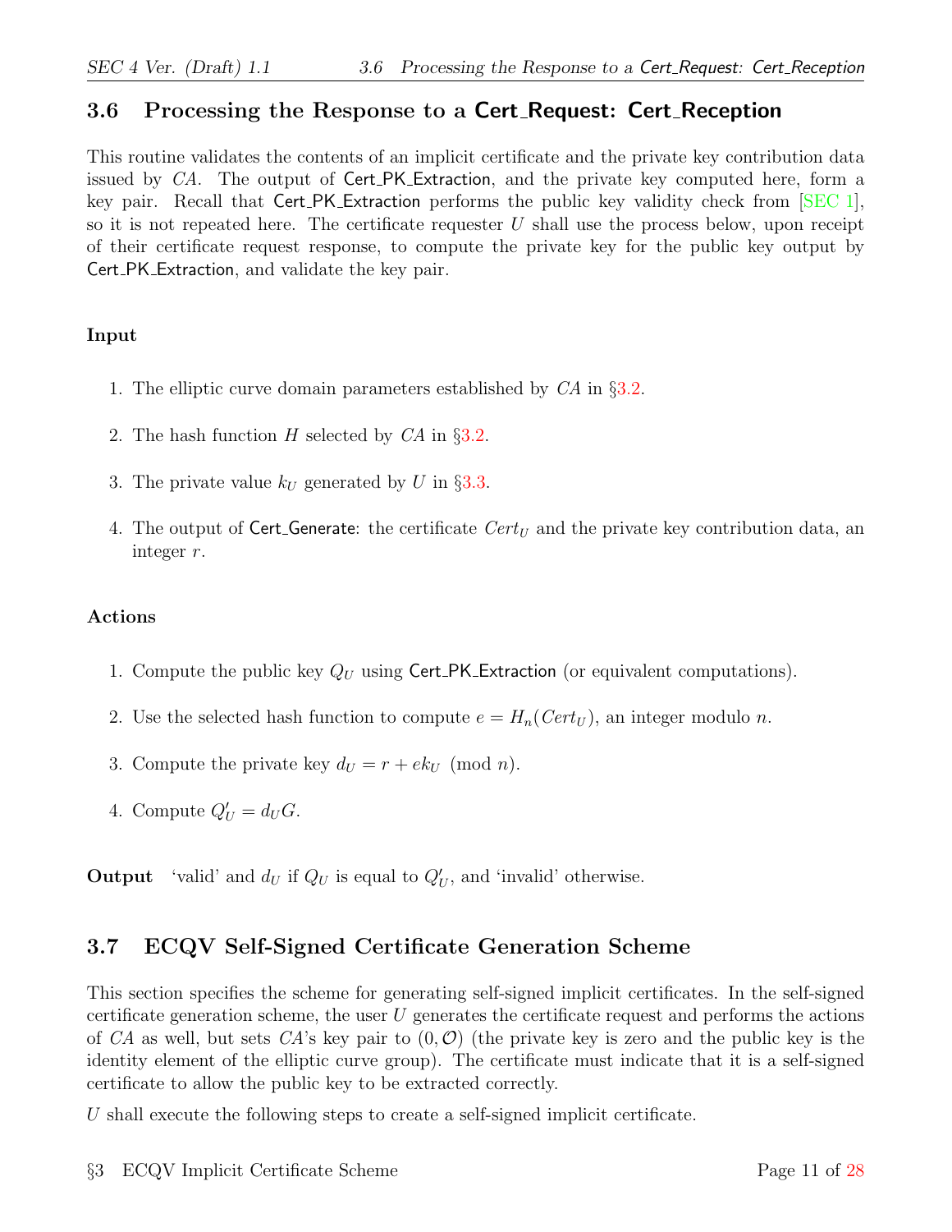## 3.6 Processing the Response to a Cert_Request: Cert_Reception

This routine validates the contents of an implicit certificate and the private key contribution data issued by *CA*. The output of Cert_PK_Extraction, and the private key computed here, form a key pair. Recall that Cert_PK_Extraction performs the public key validity check from [SEC 1], so it is not repeated here. The certificate requester $U$ shall use the process below, upon receipt of their certificate request response, to compute the private key for the public key output by Cert_PK_Extraction, and validate the key pair.

**Input**

1. The elliptic curve domain parameters established by *CA* in §3.2.
2. The hash function $H$ selected by *CA* in §3.2.
3. The private value $k_U$ generated by $U$ in §3.3.
4. The output of Cert_Generate: the certificate $Cert_U$ and the private key contribution data, an integer $r$.

**Actions**

1. Compute the public key $Q_U$ using Cert_PK_Extraction (or equivalent computations).
2. Use the selected hash function to compute $e = H_n(Cert_U)$, an integer modulo $n$.
3. Compute the private key $d_U = r + ek_U \pmod{n}$.
4. Compute $Q'_U = d_U G$.

**Output** 'valid' and $d_U$ if $Q_U$ is equal to $Q'_U$, and 'invalid' otherwise.

## 3.7 ECQV Self-Signed Certificate Generation Scheme

This section specifies the scheme for generating self-signed implicit certificates. In the self-signed certificate generation scheme, the user $U$ generates the certificate request and performs the actions of *CA* as well, but sets *CA*'s key pair to $(0, \mathcal{O})$ (the private key is zero and the public key is the identity element of the elliptic curve group). The certificate must indicate that it is a self-signed certificate to allow the public key to be extracted correctly.

$U$ shall execute the following steps to create a self-signed implicit certificate.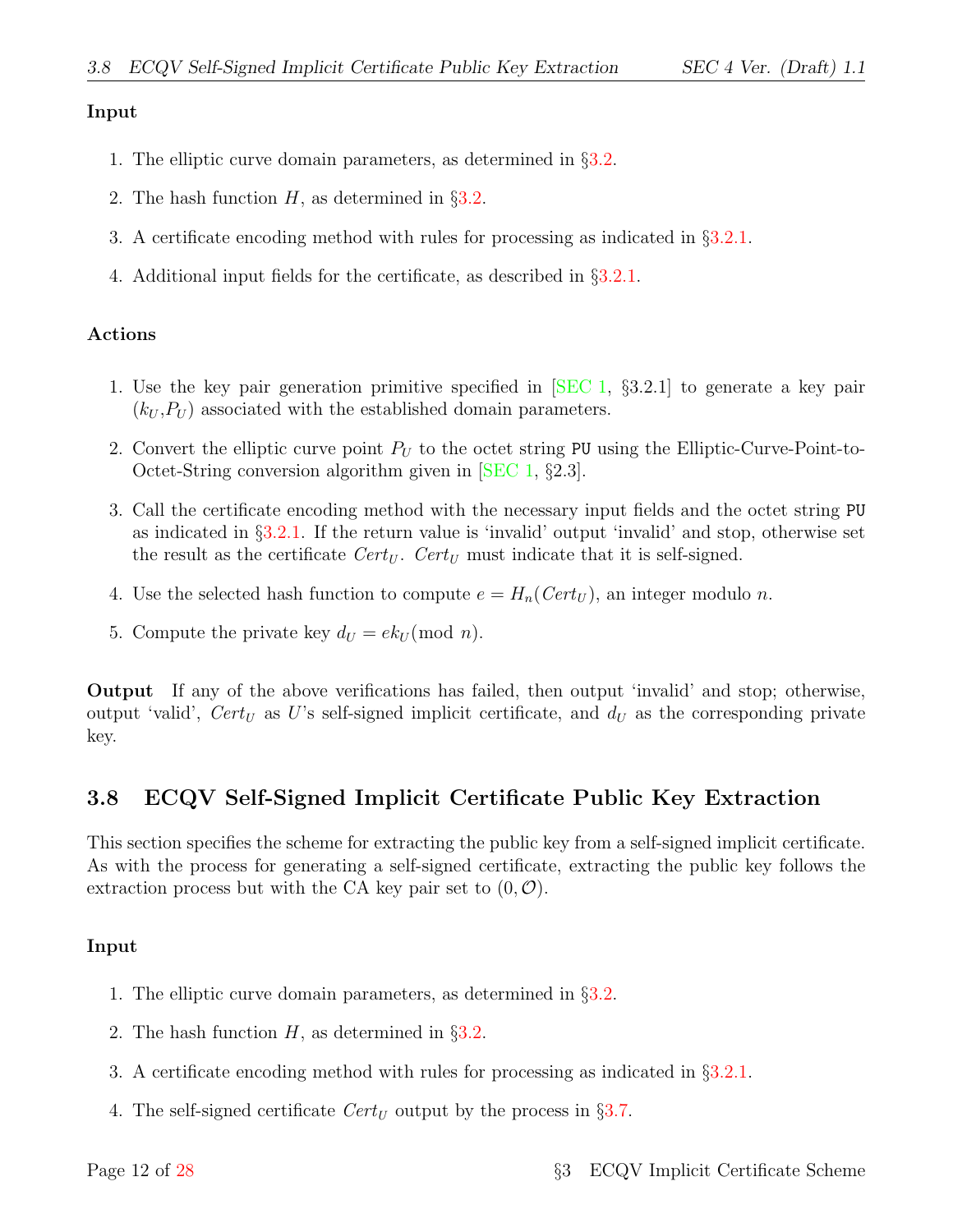**Input**

1. The elliptic curve domain parameters, as determined in §3.2.
2. The hash function $H$, as determined in §3.2.
3. A certificate encoding method with rules for processing as indicated in §3.2.1.
4. Additional input fields for the certificate, as described in §3.2.1.

**Actions**

1. Use the key pair generation primitive specified in [SEC 1, §3.2.1] to generate a key pair $(k_U, P_U)$ associated with the established domain parameters.
2. Convert the elliptic curve point $P_U$ to the octet string `PU` using the Elliptic-Curve-Point-to-Octet-String conversion algorithm given in [SEC 1, §2.3].
3. Call the certificate encoding method with the necessary input fields and the octet string `PU` as indicated in §3.2.1. If the return value is 'invalid' output 'invalid' and stop, otherwise set the result as the certificate $Cert_U$. $Cert_U$ must indicate that it is self-signed.
4. Use the selected hash function to compute $e = H_n(Cert_U)$, an integer modulo $n$.
5. Compute the private key $d_U = ek_U (\text{mod } n)$.

**Output** If any of the above verifications has failed, then output 'invalid' and stop; otherwise, output 'valid', $Cert_U$ as $U$'s self-signed implicit certificate, and $d_U$ as the corresponding private key.

## 3.8 ECQV Self-Signed Implicit Certificate Public Key Extraction

This section specifies the scheme for extracting the public key from a self-signed implicit certificate. As with the process for generating a self-signed certificate, extracting the public key follows the extraction process but with the CA key pair set to $(0, \mathcal{O})$.

**Input**

1. The elliptic curve domain parameters, as determined in §3.2.
2. The hash function $H$, as determined in §3.2.
3. A certificate encoding method with rules for processing as indicated in §3.2.1.
4. The self-signed certificate $Cert_U$ output by the process in §3.7.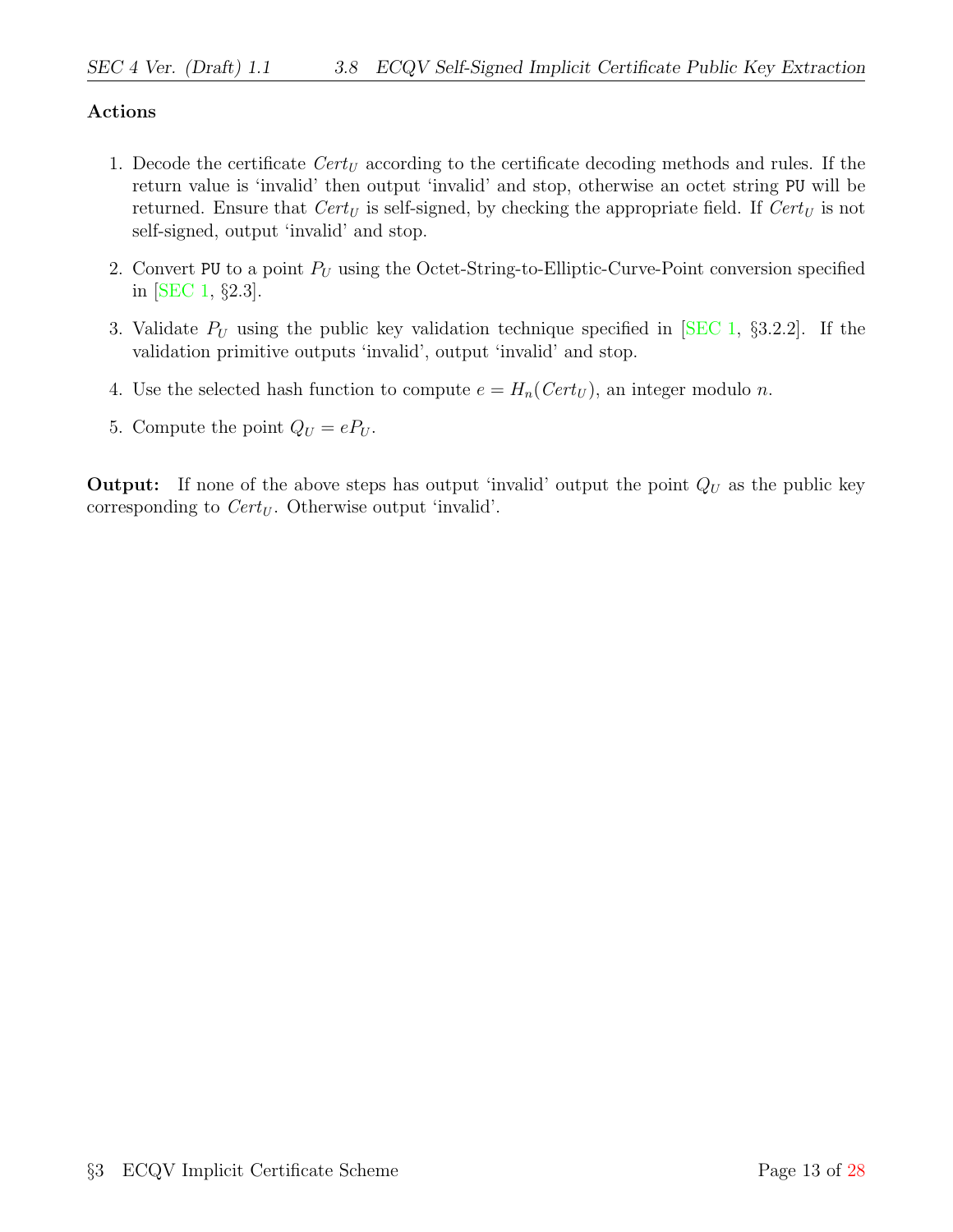**Actions**

1. Decode the certificate $Cert_U$ according to the certificate decoding methods and rules. If the return value is 'invalid' then output 'invalid' and stop, otherwise an octet string `PU` will be returned. Ensure that $Cert_U$ is self-signed, by checking the appropriate field. If $Cert_U$ is not self-signed, output 'invalid' and stop.

2. Convert `PU` to a point $P_U$ using the Octet-String-to-Elliptic-Curve-Point conversion specified in [SEC 1, §2.3].

3. Validate $P_U$ using the public key validation technique specified in [SEC 1, §3.2.2]. If the validation primitive outputs 'invalid', output 'invalid' and stop.

4. Use the selected hash function to compute $e = H_n(Cert_U)$, an integer modulo $n$.

5. Compute the point $Q_U = eP_U$.

**Output:** If none of the above steps has output 'invalid' output the point $Q_U$ as the public key corresponding to $Cert_U$. Otherwise output 'invalid'.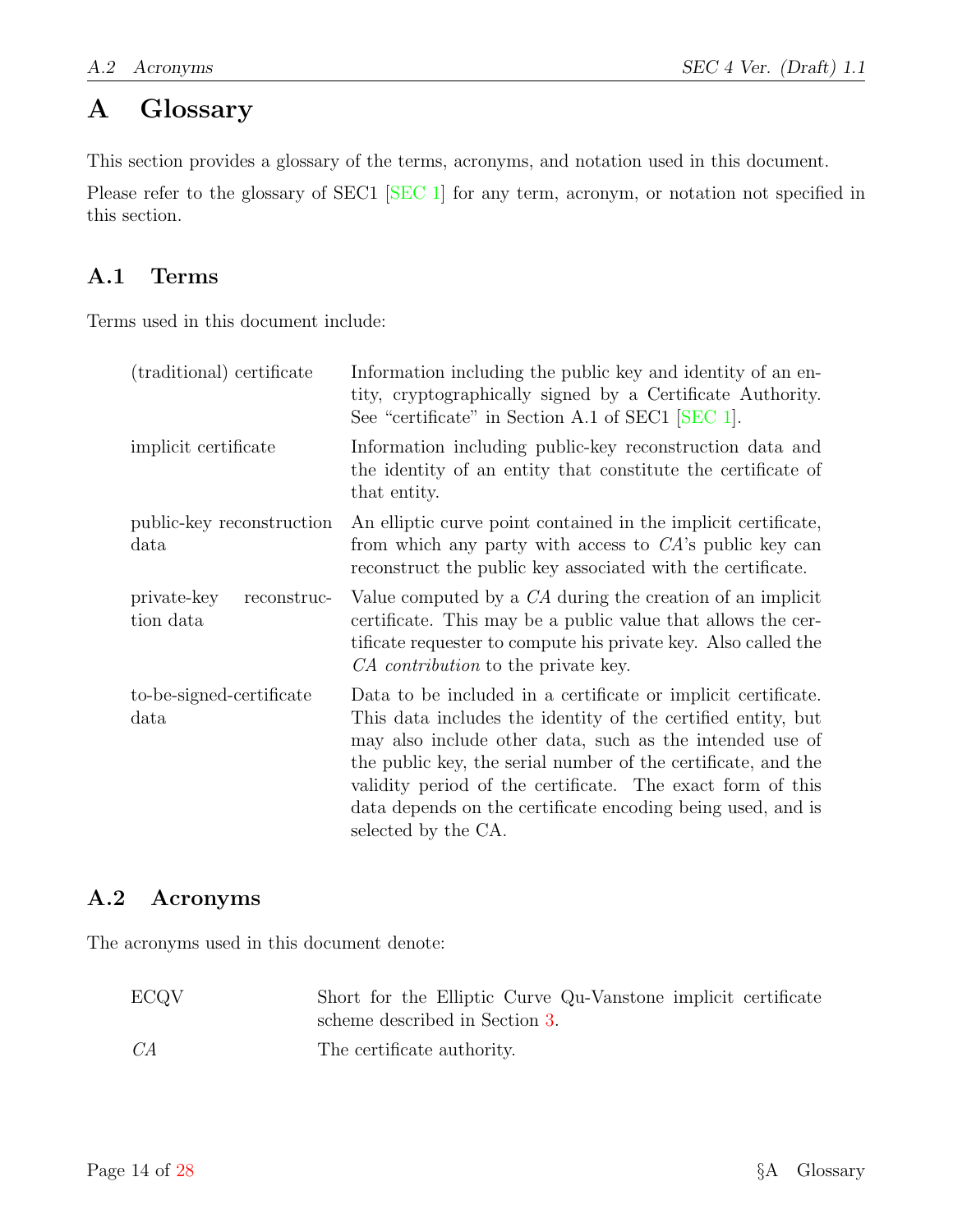# A Glossary

This section provides a glossary of the terms, acronyms, and notation used in this document.

Please refer to the glossary of SEC1 [SEC 1] for any term, acronym, or notation not specified in this section.

## A.1 Terms

Terms used in this document include:

| Term | Definition |
|---|---|
| (traditional) certificate | Information including the public key and identity of an entity, cryptographically signed by a Certificate Authority. See "certificate" in Section A.1 of SEC1 [SEC 1]. |
| implicit certificate | Information including public-key reconstruction data and the identity of an entity that constitute the certificate of that entity. |
| public-key reconstruction data | An elliptic curve point contained in the implicit certificate, from which any party with access to *CA*'s public key can reconstruct the public key associated with the certificate. |
| private-key reconstruction data | Value computed by a *CA* during the creation of an implicit certificate. This may be a public value that allows the certificate requester to compute his private key. Also called the *CA contribution* to the private key. |
| to-be-signed-certificate data | Data to be included in a certificate or implicit certificate. This data includes the identity of the certified entity, but may also include other data, such as the intended use of the public key, the serial number of the certificate, and the validity period of the certificate. The exact form of this data depends on the certificate encoding being used, and is selected by the CA. |

## A.2 Acronyms

The acronyms used in this document denote:

| Acronym | Meaning |
|---|---|
| ECQV | Short for the Elliptic Curve Qu-Vanstone implicit certificate scheme described in Section 3. |
| *CA* | The certificate authority. |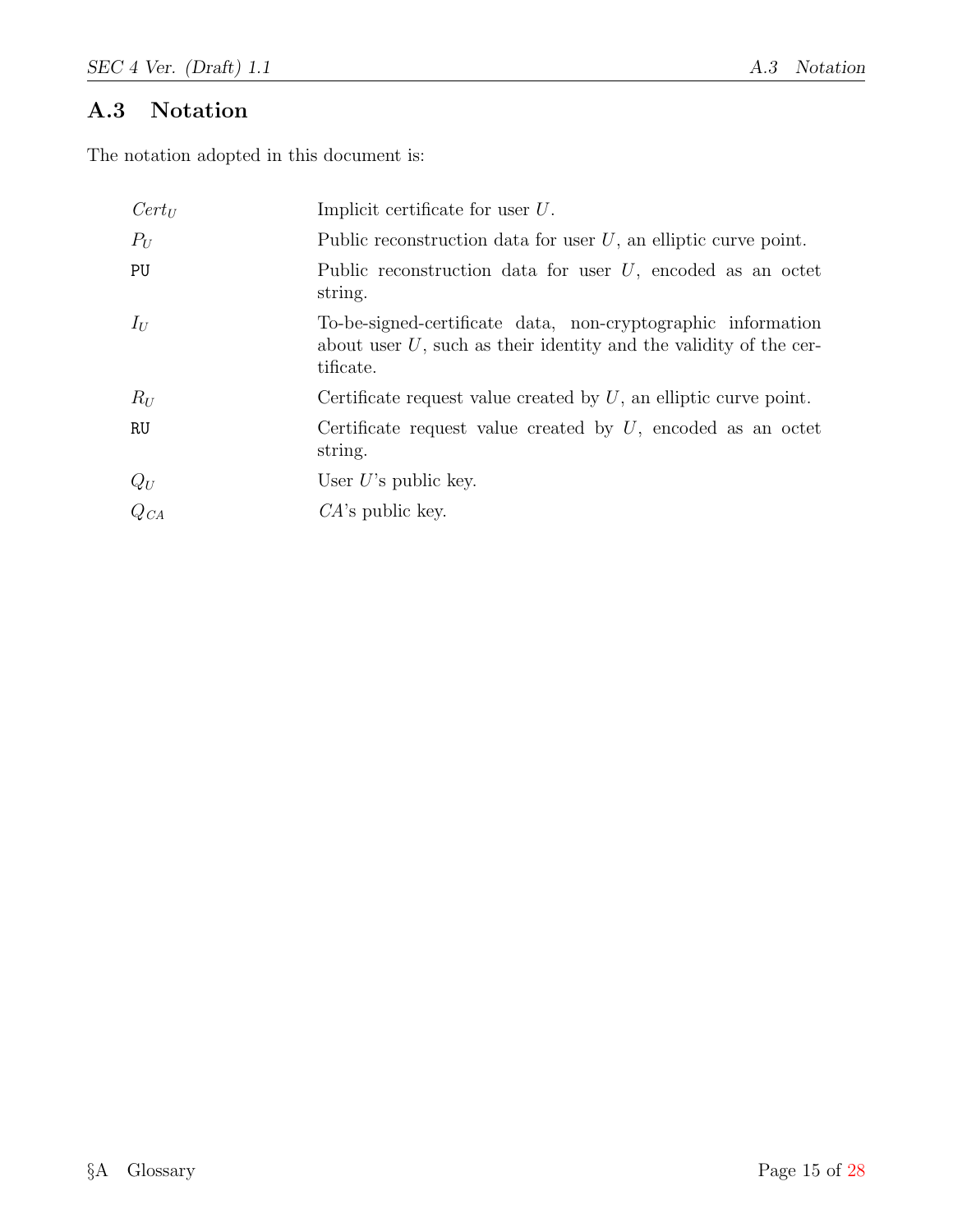## A.3 Notation

The notation adopted in this document is:

| | |
|---|---|
| $Cert_U$ | Implicit certificate for user $U$. |
| $P_U$ | Public reconstruction data for user $U$, an elliptic curve point. |
| `PU` | Public reconstruction data for user $U$, encoded as an octet string. |
| $I_U$ | To-be-signed-certificate data, non-cryptographic information about user $U$, such as their identity and the validity of the certificate. |
| $R_U$ | Certificate request value created by $U$, an elliptic curve point. |
| `RU` | Certificate request value created by $U$, encoded as an octet string. |
| $Q_U$ | User $U$'s public key. |
| $Q_{CA}$ | $CA$'s public key. |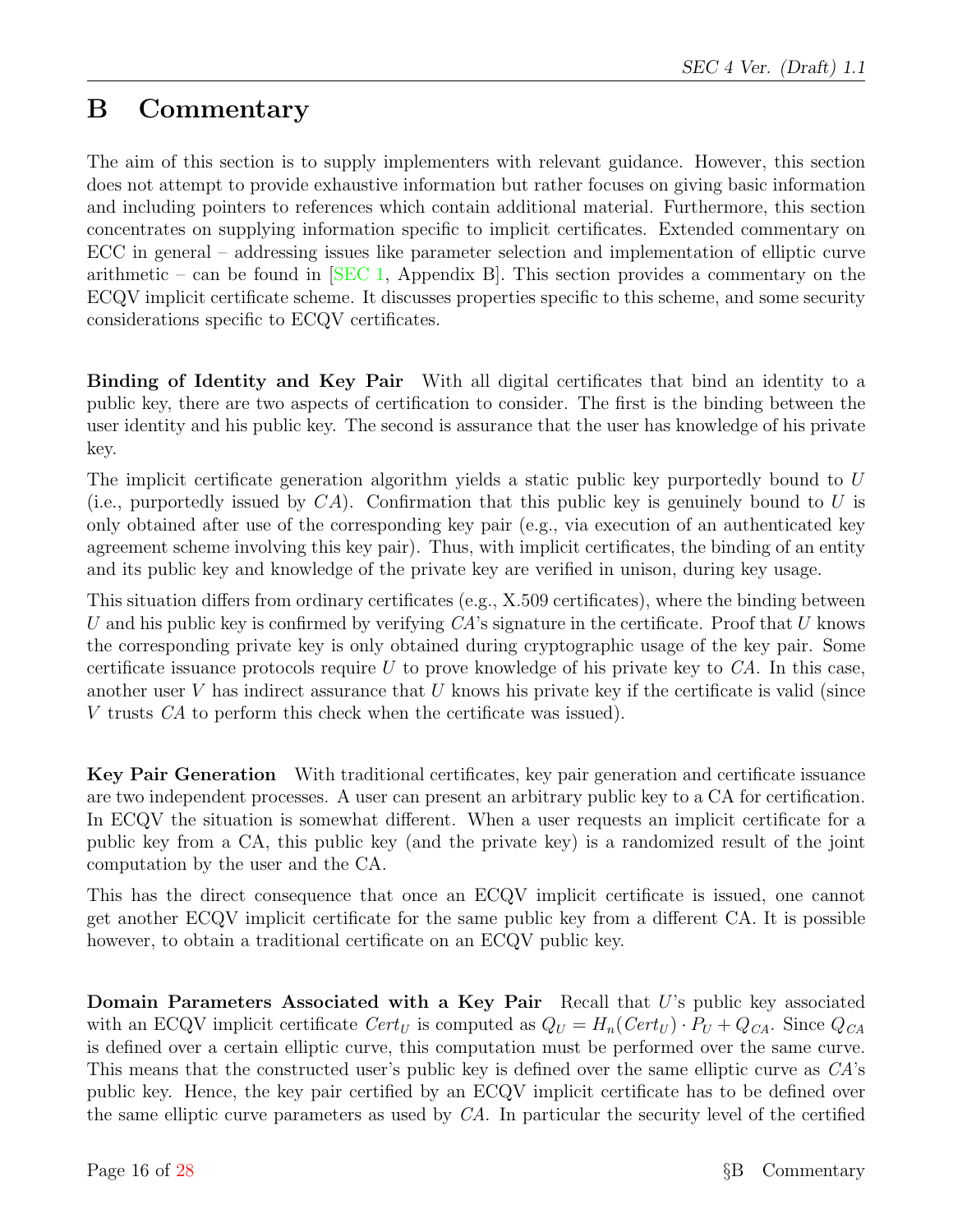# B Commentary

The aim of this section is to supply implementers with relevant guidance. However, this section does not attempt to provide exhaustive information but rather focuses on giving basic information and including pointers to references which contain additional material. Furthermore, this section concentrates on supplying information specific to implicit certificates. Extended commentary on ECC in general – addressing issues like parameter selection and implementation of elliptic curve arithmetic – can be found in [SEC 1, Appendix B]. This section provides a commentary on the ECQV implicit certificate scheme. It discusses properties specific to this scheme, and some security considerations specific to ECQV certificates.

**Binding of Identity and Key Pair** With all digital certificates that bind an identity to a public key, there are two aspects of certification to consider. The first is the binding between the user identity and his public key. The second is assurance that the user has knowledge of his private key.

The implicit certificate generation algorithm yields a static public key purportedly bound to $U$ (i.e., purportedly issued by $CA$). Confirmation that this public key is genuinely bound to $U$ is only obtained after use of the corresponding key pair (e.g., via execution of an authenticated key agreement scheme involving this key pair). Thus, with implicit certificates, the binding of an entity and its public key and knowledge of the private key are verified in unison, during key usage.

This situation differs from ordinary certificates (e.g., X.509 certificates), where the binding between $U$ and his public key is confirmed by verifying $CA$'s signature in the certificate. Proof that $U$ knows the corresponding private key is only obtained during cryptographic usage of the key pair. Some certificate issuance protocols require $U$ to prove knowledge of his private key to $CA$. In this case, another user $V$ has indirect assurance that $U$ knows his private key if the certificate is valid (since $V$ trusts $CA$ to perform this check when the certificate was issued).

**Key Pair Generation** With traditional certificates, key pair generation and certificate issuance are two independent processes. A user can present an arbitrary public key to a CA for certification. In ECQV the situation is somewhat different. When a user requests an implicit certificate for a public key from a CA, this public key (and the private key) is a randomized result of the joint computation by the user and the CA.

This has the direct consequence that once an ECQV implicit certificate is issued, one cannot get another ECQV implicit certificate for the same public key from a different CA. It is possible however, to obtain a traditional certificate on an ECQV public key.

**Domain Parameters Associated with a Key Pair** Recall that $U$'s public key associated with an ECQV implicit certificate $Cert_U$ is computed as $Q_U = H_n(Cert_U) \cdot P_U + Q_{CA}$. Since $Q_{CA}$ is defined over a certain elliptic curve, this computation must be performed over the same curve. This means that the constructed user's public key is defined over the same elliptic curve as $CA$'s public key. Hence, the key pair certified by an ECQV implicit certificate has to be defined over the same elliptic curve parameters as used by $CA$. In particular the security level of the certified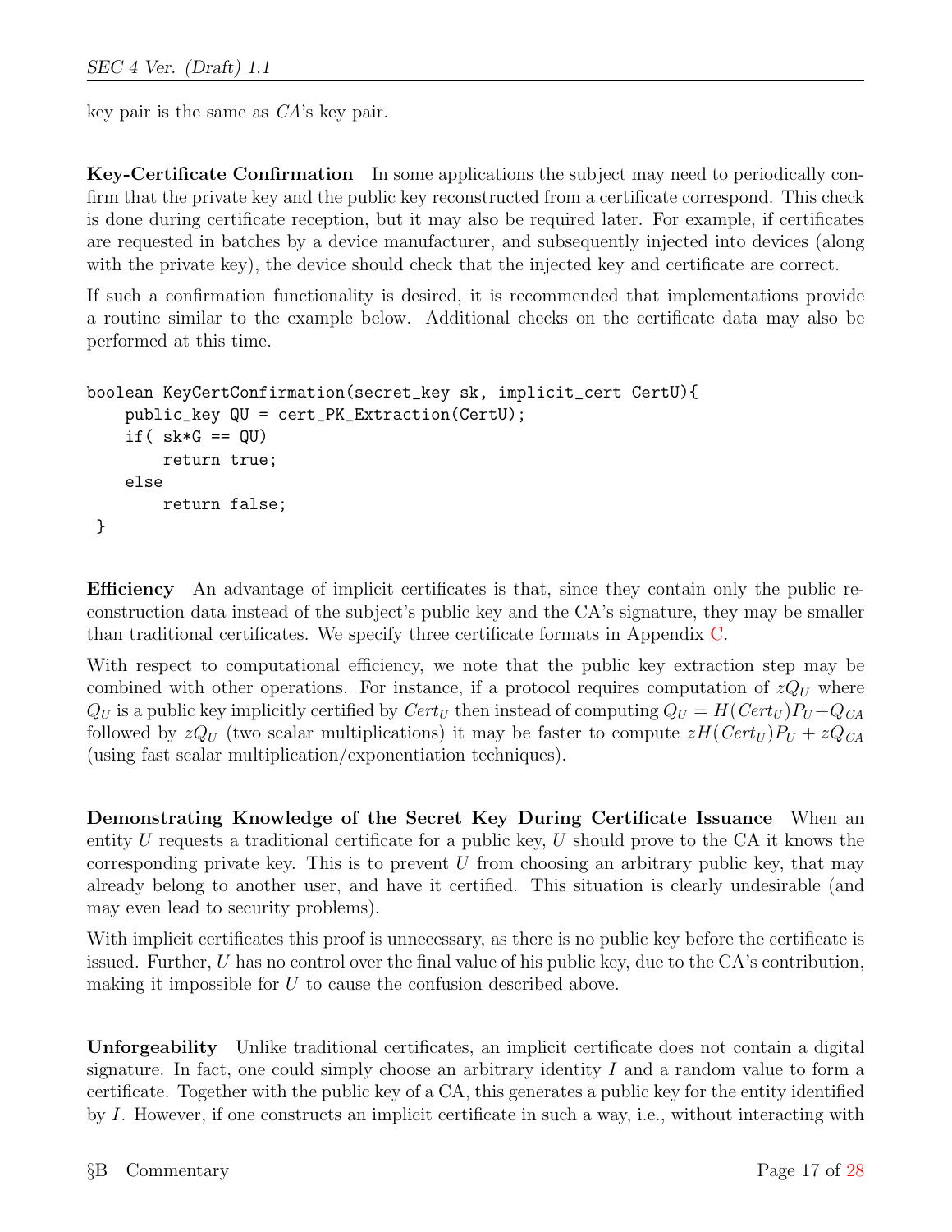key pair is the same as *CA*'s key pair.

**Key-Certificate Confirmation** In some applications the subject may need to periodically confirm that the private key and the public key reconstructed from a certificate correspond. This check is done during certificate reception, but it may also be required later. For example, if certificates are requested in batches by a device manufacturer, and subsequently injected into devices (along with the private key), the device should check that the injected key and certificate are correct.

If such a confirmation functionality is desired, it is recommended that implementations provide a routine similar to the example below. Additional checks on the certificate data may also be performed at this time.

```
boolean KeyCertConfirmation(secret_key sk, implicit_cert CertU){
    public_key QU = cert_PK_Extraction(CertU);
    if( sk*G == QU)
        return true;
    else
        return false;
 }
```

**Efficiency** An advantage of implicit certificates is that, since they contain only the public reconstruction data instead of the subject's public key and the CA's signature, they may be smaller than traditional certificates. We specify three certificate formats in Appendix C.

With respect to computational efficiency, we note that the public key extraction step may be combined with other operations. For instance, if a protocol requires computation of $zQ_U$ where $Q_U$ is a public key implicitly certified by $Cert_U$ then instead of computing $Q_U = H(Cert_U)P_U + Q_{CA}$ followed by $zQ_U$ (two scalar multiplications) it may be faster to compute $zH(Cert_U)P_U + zQ_{CA}$ (using fast scalar multiplication/exponentiation techniques).

**Demonstrating Knowledge of the Secret Key During Certificate Issuance** When an entity $U$ requests a traditional certificate for a public key, $U$ should prove to the CA it knows the corresponding private key. This is to prevent $U$ from choosing an arbitrary public key, that may already belong to another user, and have it certified. This situation is clearly undesirable (and may even lead to security problems).

With implicit certificates this proof is unnecessary, as there is no public key before the certificate is issued. Further, $U$ has no control over the final value of his public key, due to the CA's contribution, making it impossible for $U$ to cause the confusion described above.

**Unforgeability** Unlike traditional certificates, an implicit certificate does not contain a digital signature. In fact, one could simply choose an arbitrary identity $I$ and a random value to form a certificate. Together with the public key of a CA, this generates a public key for the entity identified by $I$. However, if one constructs an implicit certificate in such a way, i.e., without interacting with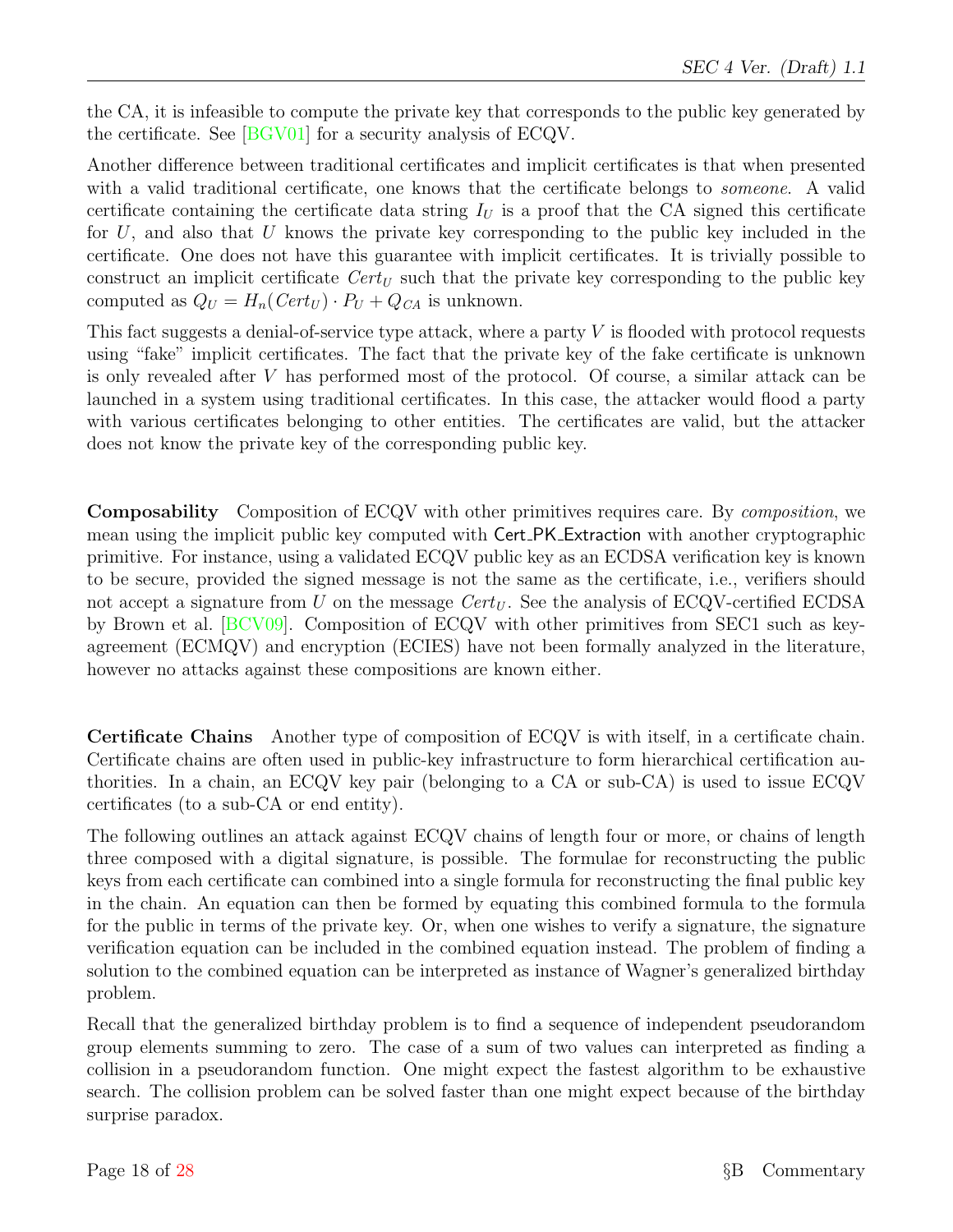the CA, it is infeasible to compute the private key that corresponds to the public key generated by the certificate. See [BGV01] for a security analysis of ECQV.

Another difference between traditional certificates and implicit certificates is that when presented with a valid traditional certificate, one knows that the certificate belongs to *someone*. A valid certificate containing the certificate data string $I_U$ is a proof that the CA signed this certificate for $U$, and also that $U$ knows the private key corresponding to the public key included in the certificate. One does not have this guarantee with implicit certificates. It is trivially possible to construct an implicit certificate $Cert_U$ such that the private key corresponding to the public key computed as $Q_U = H_n(Cert_U) \cdot P_U + Q_{CA}$ is unknown.

This fact suggests a denial-of-service type attack, where a party $V$ is flooded with protocol requests using "fake" implicit certificates. The fact that the private key of the fake certificate is unknown is only revealed after $V$ has performed most of the protocol. Of course, a similar attack can be launched in a system using traditional certificates. In this case, the attacker would flood a party with various certificates belonging to other entities. The certificates are valid, but the attacker does not know the private key of the corresponding public key.

**Composability** Composition of ECQV with other primitives requires care. By *composition*, we mean using the implicit public key computed with Cert_PK_Extraction with another cryptographic primitive. For instance, using a validated ECQV public key as an ECDSA verification key is known to be secure, provided the signed message is not the same as the certificate, i.e., verifiers should not accept a signature from $U$ on the message $Cert_U$. See the analysis of ECQV-certified ECDSA by Brown et al. [BCV09]. Composition of ECQV with other primitives from SEC1 such as key-agreement (ECMQV) and encryption (ECIES) have not been formally analyzed in the literature, however no attacks against these compositions are known either.

**Certificate Chains** Another type of composition of ECQV is with itself, in a certificate chain. Certificate chains are often used in public-key infrastructure to form hierarchical certification authorities. In a chain, an ECQV key pair (belonging to a CA or sub-CA) is used to issue ECQV certificates (to a sub-CA or end entity).

The following outlines an attack against ECQV chains of length four or more, or chains of length three composed with a digital signature, is possible. The formulae for reconstructing the public keys from each certificate can combined into a single formula for reconstructing the final public key in the chain. An equation can then be formed by equating this combined formula to the formula for the public in terms of the private key. Or, when one wishes to verify a signature, the signature verification equation can be included in the combined equation instead. The problem of finding a solution to the combined equation can be interpreted as instance of Wagner's generalized birthday problem.

Recall that the generalized birthday problem is to find a sequence of independent pseudorandom group elements summing to zero. The case of a sum of two values can interpreted as finding a collision in a pseudorandom function. One might expect the fastest algorithm to be exhaustive search. The collision problem can be solved faster than one might expect because of the birthday surprise paradox.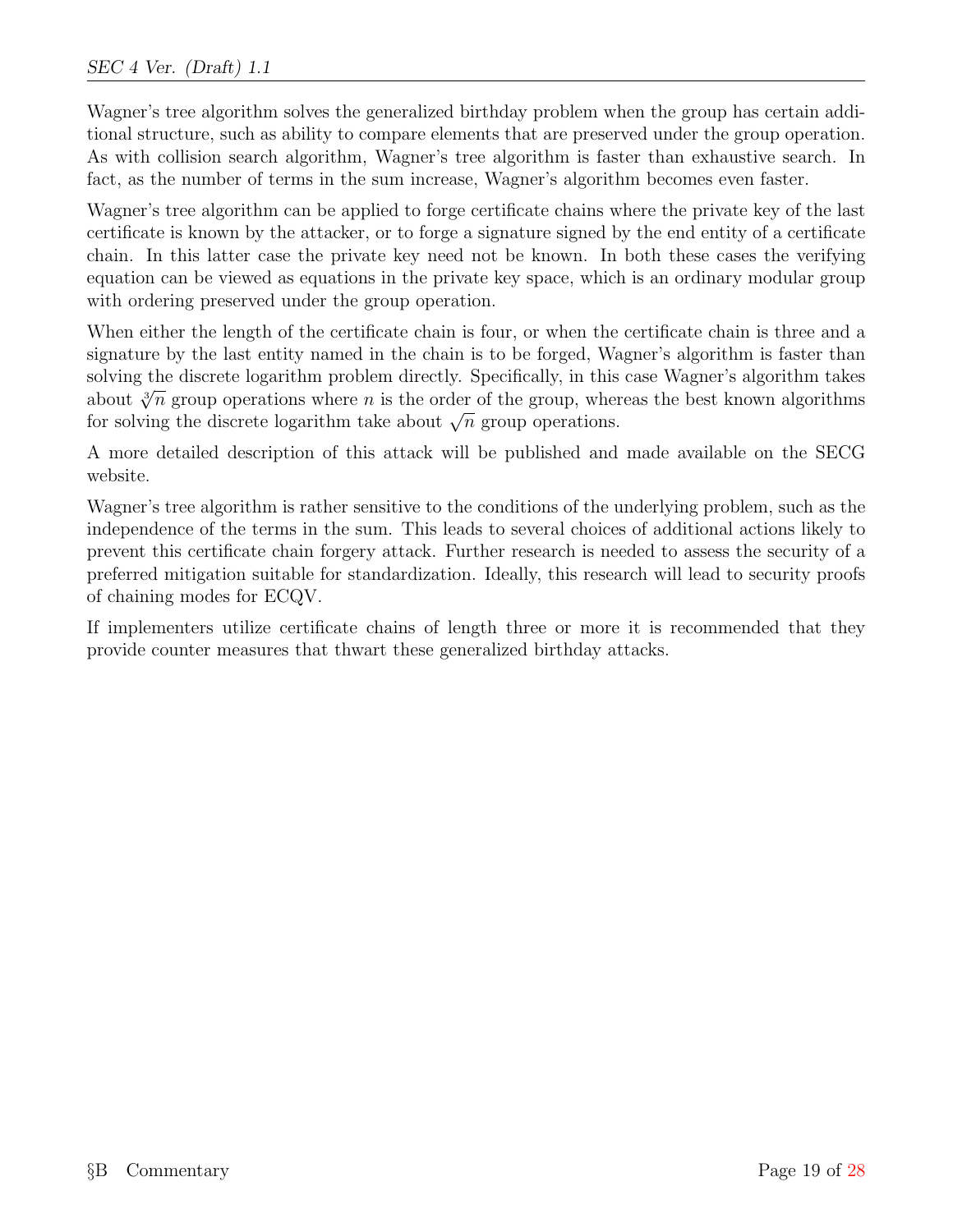Wagner's tree algorithm solves the generalized birthday problem when the group has certain additional structure, such as ability to compare elements that are preserved under the group operation. As with collision search algorithm, Wagner's tree algorithm is faster than exhaustive search. In fact, as the number of terms in the sum increase, Wagner's algorithm becomes even faster.

Wagner's tree algorithm can be applied to forge certificate chains where the private key of the last certificate is known by the attacker, or to forge a signature signed by the end entity of a certificate chain. In this latter case the private key need not be known. In both these cases the verifying equation can be viewed as equations in the private key space, which is an ordinary modular group with ordering preserved under the group operation.

When either the length of the certificate chain is four, or when the certificate chain is three and a signature by the last entity named in the chain is to be forged, Wagner's algorithm is faster than solving the discrete logarithm problem directly. Specifically, in this case Wagner's algorithm takes about $\sqrt[3]{n}$ group operations where $n$ is the order of the group, whereas the best known algorithms for solving the discrete logarithm take about $\sqrt{n}$ group operations.

A more detailed description of this attack will be published and made available on the SECG website.

Wagner's tree algorithm is rather sensitive to the conditions of the underlying problem, such as the independence of the terms in the sum. This leads to several choices of additional actions likely to prevent this certificate chain forgery attack. Further research is needed to assess the security of a preferred mitigation suitable for standardization. Ideally, this research will lead to security proofs of chaining modes for ECQV.

If implementers utilize certificate chains of length three or more it is recommended that they provide counter measures that thwart these generalized birthday attacks.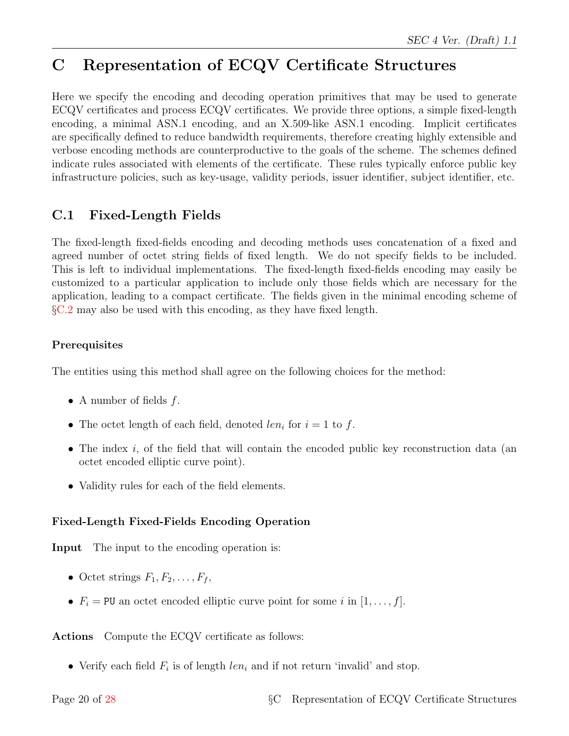# C Representation of ECQV Certificate Structures

Here we specify the encoding and decoding operation primitives that may be used to generate ECQV certificates and process ECQV certificates. We provide three options, a simple fixed-length encoding, a minimal ASN.1 encoding, and an X.509-like ASN.1 encoding. Implicit certificates are specifically defined to reduce bandwidth requirements, therefore creating highly extensible and verbose encoding methods are counterproductive to the goals of the scheme. The schemes defined indicate rules associated with elements of the certificate. These rules typically enforce public key infrastructure policies, such as key-usage, validity periods, issuer identifier, subject identifier, etc.

## C.1 Fixed-Length Fields

The fixed-length fixed-fields encoding and decoding methods uses concatenation of a fixed and agreed number of octet string fields of fixed length. We do not specify fields to be included. This is left to individual implementations. The fixed-length fixed-fields encoding may easily be customized to a particular application to include only those fields which are necessary for the application, leading to a compact certificate. The fields given in the minimal encoding scheme of §C.2 may also be used with this encoding, as they have fixed length.

### Prerequisites

The entities using this method shall agree on the following choices for the method:

- A number of fields $f$.
- The octet length of each field, denoted $len_i$ for $i = 1$ to $f$.
- The index $i$, of the field that will contain the encoded public key reconstruction data (an octet encoded elliptic curve point).
- Validity rules for each of the field elements.

### Fixed-Length Fixed-Fields Encoding Operation

**Input** The input to the encoding operation is:

- Octet strings $F_1, F_2, \ldots, F_f$,
- $F_i = \texttt{PU}$ an octet encoded elliptic curve point for some $i$ in $[1, \ldots, f]$.

**Actions** Compute the ECQV certificate as follows:

- Verify each field $F_i$ is of length $len_i$ and if not return 'invalid' and stop.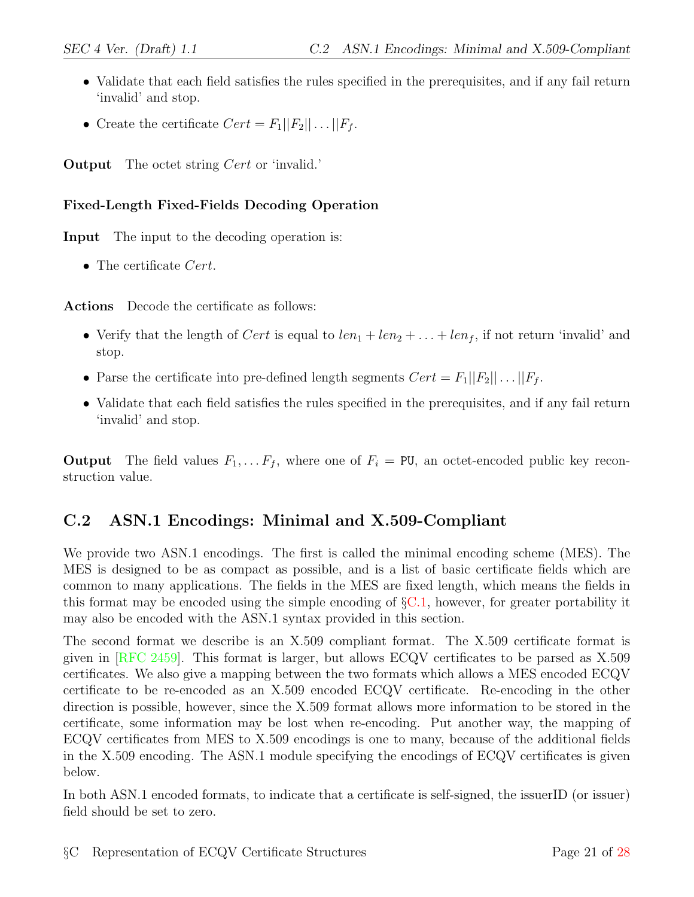- Validate that each field satisfies the rules specified in the prerequisites, and if any fail return 'invalid' and stop.
- Create the certificate $Cert = F_1||F_2||\ldots||F_f$.

**Output** The octet string $Cert$ or 'invalid.'

#### Fixed-Length Fixed-Fields Decoding Operation

**Input** The input to the decoding operation is:

- The certificate $Cert$.

**Actions** Decode the certificate as follows:

- Verify that the length of $Cert$ is equal to $len_1 + len_2 + \ldots + len_f$, if not return 'invalid' and stop.
- Parse the certificate into pre-defined length segments $Cert = F_1||F_2||\ldots||F_f$.
- Validate that each field satisfies the rules specified in the prerequisites, and if any fail return 'invalid' and stop.

**Output** The field values $F_1, \ldots F_f$, where one of $F_i$ = `PU`, an octet-encoded public key reconstruction value.

## C.2 ASN.1 Encodings: Minimal and X.509-Compliant

We provide two ASN.1 encodings. The first is called the minimal encoding scheme (MES). The MES is designed to be as compact as possible, and is a list of basic certificate fields which are common to many applications. The fields in the MES are fixed length, which means the fields in this format may be encoded using the simple encoding of §C.1, however, for greater portability it may also be encoded with the ASN.1 syntax provided in this section.

The second format we describe is an X.509 compliant format. The X.509 certificate format is given in [RFC 2459]. This format is larger, but allows ECQV certificates to be parsed as X.509 certificates. We also give a mapping between the two formats which allows a MES encoded ECQV certificate to be re-encoded as an X.509 encoded ECQV certificate. Re-encoding in the other direction is possible, however, since the X.509 format allows more information to be stored in the certificate, some information may be lost when re-encoding. Put another way, the mapping of ECQV certificates from MES to X.509 encodings is one to many, because of the additional fields in the X.509 encoding. The ASN.1 module specifying the encodings of ECQV certificates is given below.

In both ASN.1 encoded formats, to indicate that a certificate is self-signed, the issuerID (or issuer) field should be set to zero.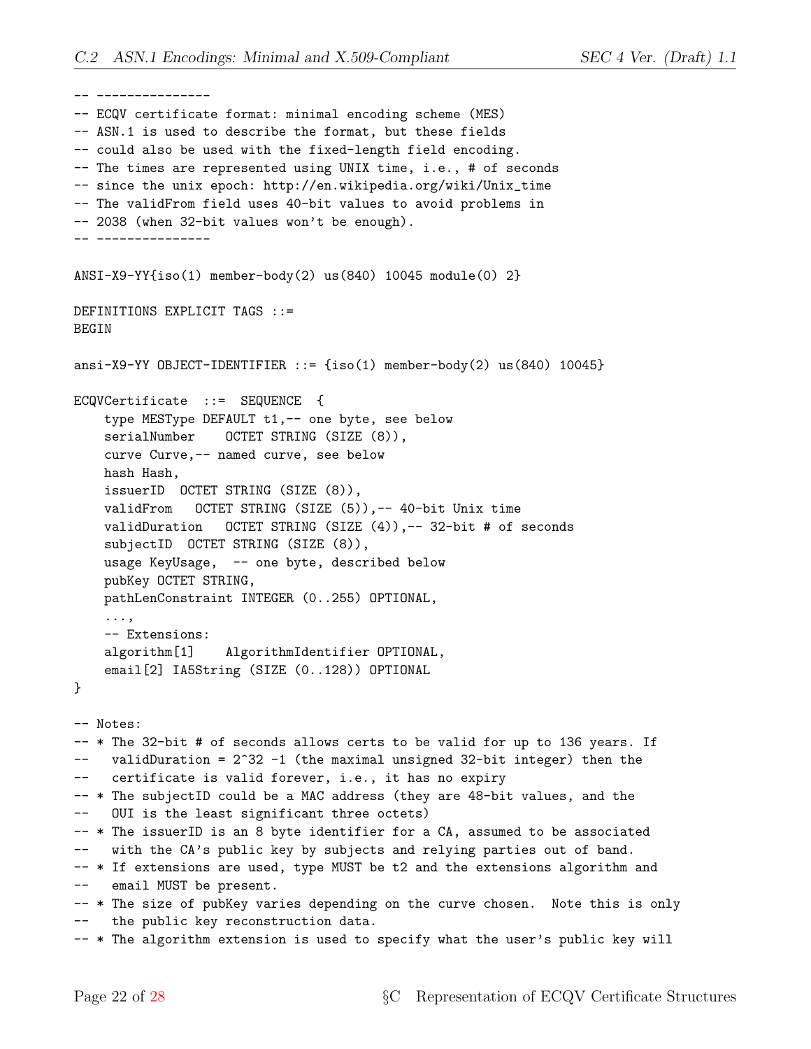```
-- ---------------
-- ECQV certificate format: minimal encoding scheme (MES)
-- ASN.1 is used to describe the format, but these fields
-- could also be used with the fixed-length field encoding.
-- The times are represented using UNIX time, i.e., # of seconds
-- since the unix epoch: http://en.wikipedia.org/wiki/Unix_time
-- The validFrom field uses 40-bit values to avoid problems in
-- 2038 (when 32-bit values won't be enough).
-- ---------------

ANSI-X9-YY{iso(1) member-body(2) us(840) 10045 module(0) 2}

DEFINITIONS EXPLICIT TAGS ::=
BEGIN

ansi-X9-YY OBJECT-IDENTIFIER ::= {iso(1) member-body(2) us(840) 10045}

ECQVCertificate  ::=  SEQUENCE  {
    type MESType DEFAULT t1,-- one byte, see below
    serialNumber    OCTET STRING (SIZE (8)),
    curve Curve,-- named curve, see below
    hash Hash,
    issuerID  OCTET STRING (SIZE (8)),
    validFrom   OCTET STRING (SIZE (5)),-- 40-bit Unix time
    validDuration   OCTET STRING (SIZE (4)),-- 32-bit # of seconds
    subjectID  OCTET STRING (SIZE (8)),
    usage KeyUsage,  -- one byte, described below
    pubKey OCTET STRING,
    pathLenConstraint INTEGER (0..255) OPTIONAL,
    ...,
    -- Extensions:
    algorithm[1]    AlgorithmIdentifier OPTIONAL,
    email[2] IA5String (SIZE (0..128)) OPTIONAL
}

-- Notes:
-- * The 32-bit # of seconds allows certs to be valid for up to 136 years. If
--   validDuration = 2^32 -1 (the maximal unsigned 32-bit integer) then the
--   certificate is valid forever, i.e., it has no expiry
-- * The subjectID could be a MAC address (they are 48-bit values, and the
--   OUI is the least significant three octets)
-- * The issuerID is an 8 byte identifier for a CA, assumed to be associated
--   with the CA's public key by subjects and relying parties out of band.
-- * If extensions are used, type MUST be t2 and the extensions algorithm and
--   email MUST be present.
-- * The size of pubKey varies depending on the curve chosen.  Note this is only
--   the public key reconstruction data.
-- * The algorithm extension is used to specify what the user's public key will
```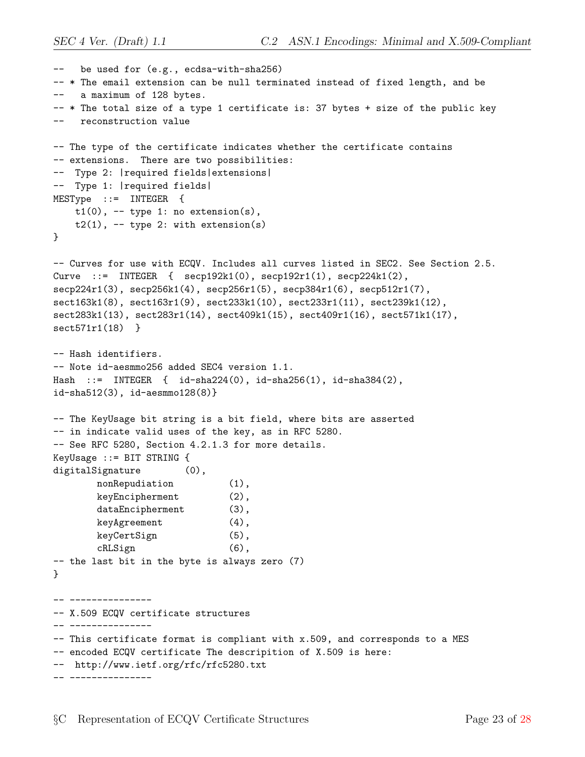```
--   be used for (e.g., ecdsa-with-sha256)
-- * The email extension can be null terminated instead of fixed length, and be
--   a maximum of 128 bytes.
-- * The total size of a type 1 certificate is: 37 bytes + size of the public key
--   reconstruction value

-- The type of the certificate indicates whether the certificate contains
-- extensions.  There are two possibilities:
--  Type 2: |required fields|extensions|
--  Type 1: |required fields|
MESType  ::=  INTEGER  {
    t1(0), -- type 1: no extension(s),
    t2(1), -- type 2: with extension(s)
}

-- Curves for use with ECQV. Includes all curves listed in SEC2. See Section 2.5.
Curve  ::=  INTEGER  {  secp192k1(0), secp192r1(1), secp224k1(2),
secp224r1(3), secp256k1(4), secp256r1(5), secp384r1(6), secp512r1(7),
sect163k1(8), sect163r1(9), sect233k1(10), sect233r1(11), sect239k1(12),
sect283k1(13), sect283r1(14), sect409k1(15), sect409r1(16), sect571k1(17),
sect571r1(18)  }

-- Hash identifiers.
-- Note id-aesmmo256 added SEC4 version 1.1.
Hash  ::=  INTEGER  {  id-sha224(0), id-sha256(1), id-sha384(2),
id-sha512(3), id-aesmmo128(8)}

-- The KeyUsage bit string is a bit field, where bits are asserted
-- in indicate valid uses of the key, as in RFC 5280.
-- See RFC 5280, Section 4.2.1.3 for more details.
KeyUsage ::= BIT STRING {
digitalSignature        (0),
        nonRepudiation          (1),
        keyEncipherment         (2),
        dataEncipherment        (3),
        keyAgreement            (4),
        keyCertSign             (5),
        cRLSign                 (6),
-- the last bit in the byte is always zero (7)
}

-- ---------------
-- X.509 ECQV certificate structures
-- ---------------
-- This certificate format is compliant with x.509, and corresponds to a MES
-- encoded ECQV certificate The descripition of X.509 is here:
--  http://www.ietf.org/rfc/rfc5280.txt
-- ---------------
```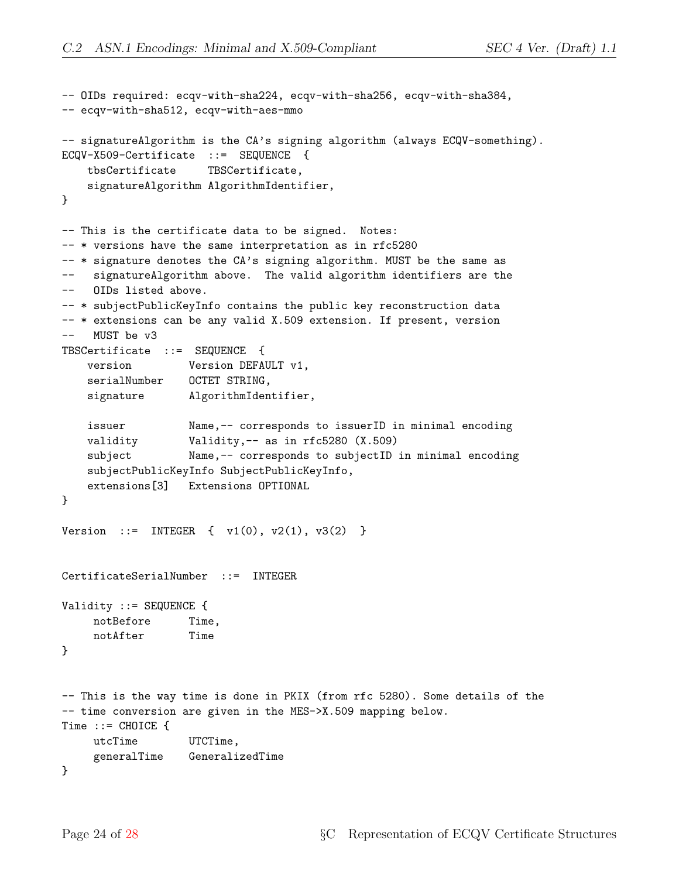```
-- OIDs required: ecqv-with-sha224, ecqv-with-sha256, ecqv-with-sha384,
-- ecqv-with-sha512, ecqv-with-aes-mmo

-- signatureAlgorithm is the CA's signing algorithm (always ECQV-something).
ECQV-X509-Certificate  ::=  SEQUENCE  {
    tbsCertificate     TBSCertificate,
    signatureAlgorithm AlgorithmIdentifier,
}

-- This is the certificate data to be signed.  Notes:
-- * versions have the same interpretation as in rfc5280
-- * signature denotes the CA's signing algorithm. MUST be the same as
--   signatureAlgorithm above.  The valid algorithm identifiers are the
--   OIDs listed above.
-- * subjectPublicKeyInfo contains the public key reconstruction data
-- * extensions can be any valid X.509 extension. If present, version
--   MUST be v3
TBSCertificate  ::=  SEQUENCE  {
    version         Version DEFAULT v1,
    serialNumber    OCTET STRING,
    signature       AlgorithmIdentifier,

    issuer          Name,-- corresponds to issuerID in minimal encoding
    validity        Validity,-- as in rfc5280 (X.509)
    subject         Name,-- corresponds to subjectID in minimal encoding
    subjectPublicKeyInfo SubjectPublicKeyInfo,
    extensions[3]   Extensions OPTIONAL
}

Version  ::=  INTEGER  {  v1(0), v2(1), v3(2)  }


CertificateSerialNumber  ::=  INTEGER

Validity ::= SEQUENCE {
     notBefore      Time,
     notAfter       Time
}


-- This is the way time is done in PKIX (from rfc 5280). Some details of the
-- time conversion are given in the MES->X.509 mapping below.
Time ::= CHOICE {
     utcTime        UTCTime,
     generalTime    GeneralizedTime
}
```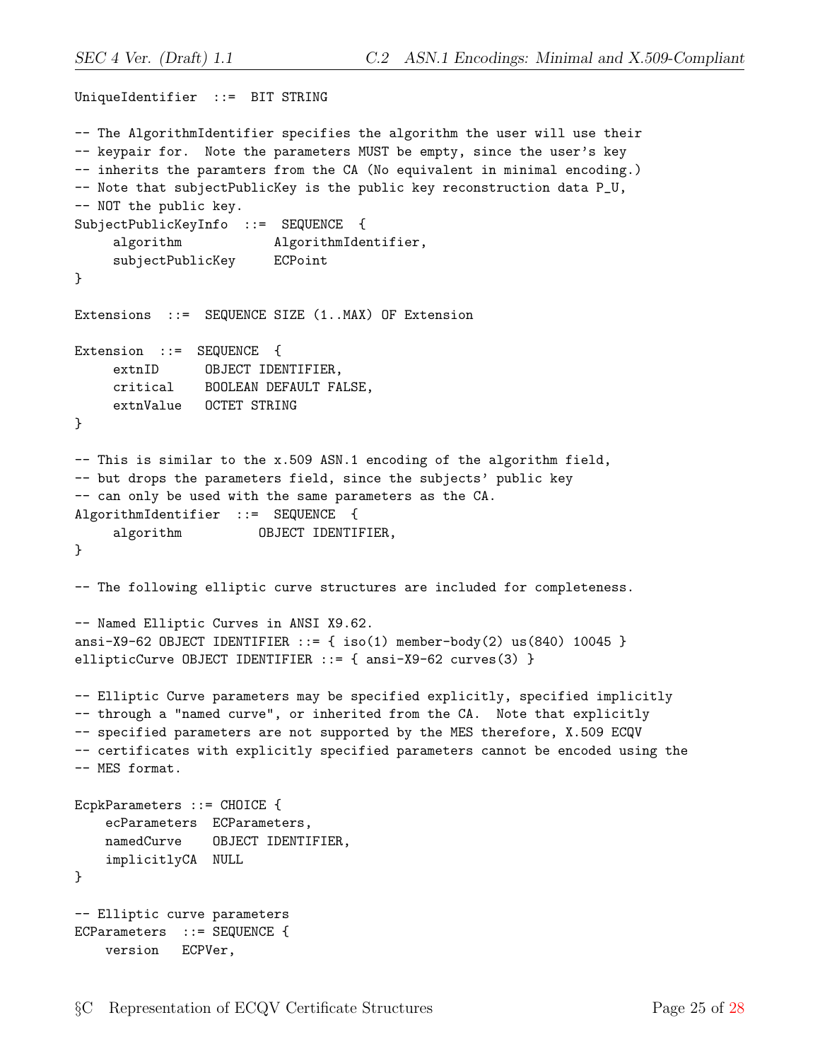```
UniqueIdentifier  ::=  BIT STRING

-- The AlgorithmIdentifier specifies the algorithm the user will use their
-- keypair for.  Note the parameters MUST be empty, since the user's key
-- inherits the paramters from the CA (No equivalent in minimal encoding.)
-- Note that subjectPublicKey is the public key reconstruction data P_U,
-- NOT the public key.
SubjectPublicKeyInfo  ::=  SEQUENCE  {
     algorithm            AlgorithmIdentifier,
     subjectPublicKey     ECPoint
}

Extensions  ::=  SEQUENCE SIZE (1..MAX) OF Extension

Extension  ::=  SEQUENCE  {
     extnID      OBJECT IDENTIFIER,
     critical    BOOLEAN DEFAULT FALSE,
     extnValue   OCTET STRING
}

-- This is similar to the x.509 ASN.1 encoding of the algorithm field,
-- but drops the parameters field, since the subjects' public key
-- can only be used with the same parameters as the CA.
AlgorithmIdentifier  ::=  SEQUENCE  {
     algorithm          OBJECT IDENTIFIER,
}

-- The following elliptic curve structures are included for completeness.

-- Named Elliptic Curves in ANSI X9.62.
ansi-X9-62 OBJECT IDENTIFIER ::= { iso(1) member-body(2) us(840) 10045 }
ellipticCurve OBJECT IDENTIFIER ::= { ansi-X9-62 curves(3) }

-- Elliptic Curve parameters may be specified explicitly, specified implicitly
-- through a "named curve", or inherited from the CA.  Note that explicitly
-- specified parameters are not supported by the MES therefore, X.509 ECQV
-- certificates with explicitly specified parameters cannot be encoded using the
-- MES format.

EcpkParameters ::= CHOICE {
    ecParameters  ECParameters,
    namedCurve    OBJECT IDENTIFIER,
    implicitlyCA  NULL
}

-- Elliptic curve parameters
ECParameters  ::= SEQUENCE {
    version   ECPVer,
```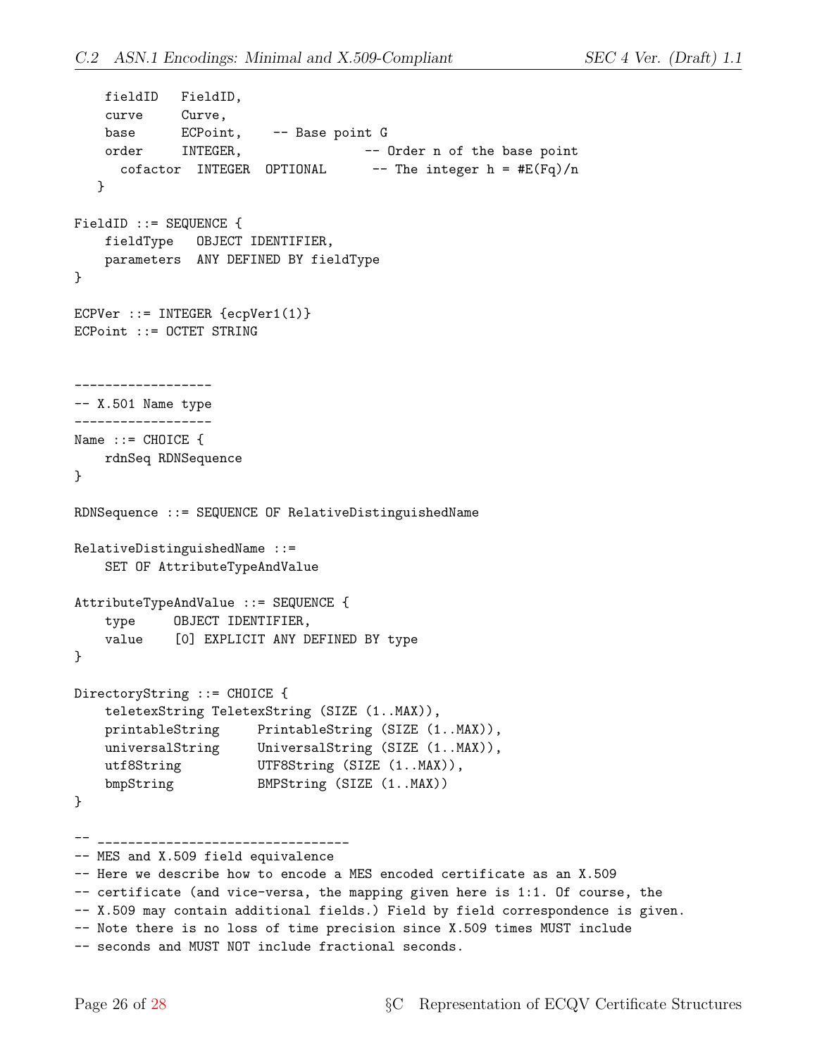```
    fieldID   FieldID,
    curve     Curve,
    base      ECPoint,    -- Base point G
    order     INTEGER,                -- Order n of the base point
      cofactor  INTEGER  OPTIONAL      -- The integer h = #E(Fq)/n
   }

FieldID ::= SEQUENCE {
    fieldType   OBJECT IDENTIFIER,
    parameters  ANY DEFINED BY fieldType
}

ECPVer ::= INTEGER {ecpVer1(1)}
ECPoint ::= OCTET STRING


------------------
-- X.501 Name type
------------------
Name ::= CHOICE {
    rdnSeq RDNSequence
}

RDNSequence ::= SEQUENCE OF RelativeDistinguishedName

RelativeDistinguishedName ::=
    SET OF AttributeTypeAndValue

AttributeTypeAndValue ::= SEQUENCE {
    type     OBJECT IDENTIFIER,
    value    [0] EXPLICIT ANY DEFINED BY type
}

DirectoryString ::= CHOICE {
    teletexString TeletexString (SIZE (1..MAX)),
    printableString     PrintableString (SIZE (1..MAX)),
    universalString     UniversalString (SIZE (1..MAX)),
    utf8String          UTF8String (SIZE (1..MAX)),
    bmpString           BMPString (SIZE (1..MAX))
}

-- ---------------------------------
-- MES and X.509 field equivalence
-- Here we describe how to encode a MES encoded certificate as an X.509
-- certificate (and vice-versa, the mapping given here is 1:1. Of course, the
-- X.509 may contain additional fields.) Field by field correspondence is given.
-- Note there is no loss of time precision since X.509 times MUST include
-- seconds and MUST NOT include fractional seconds.
```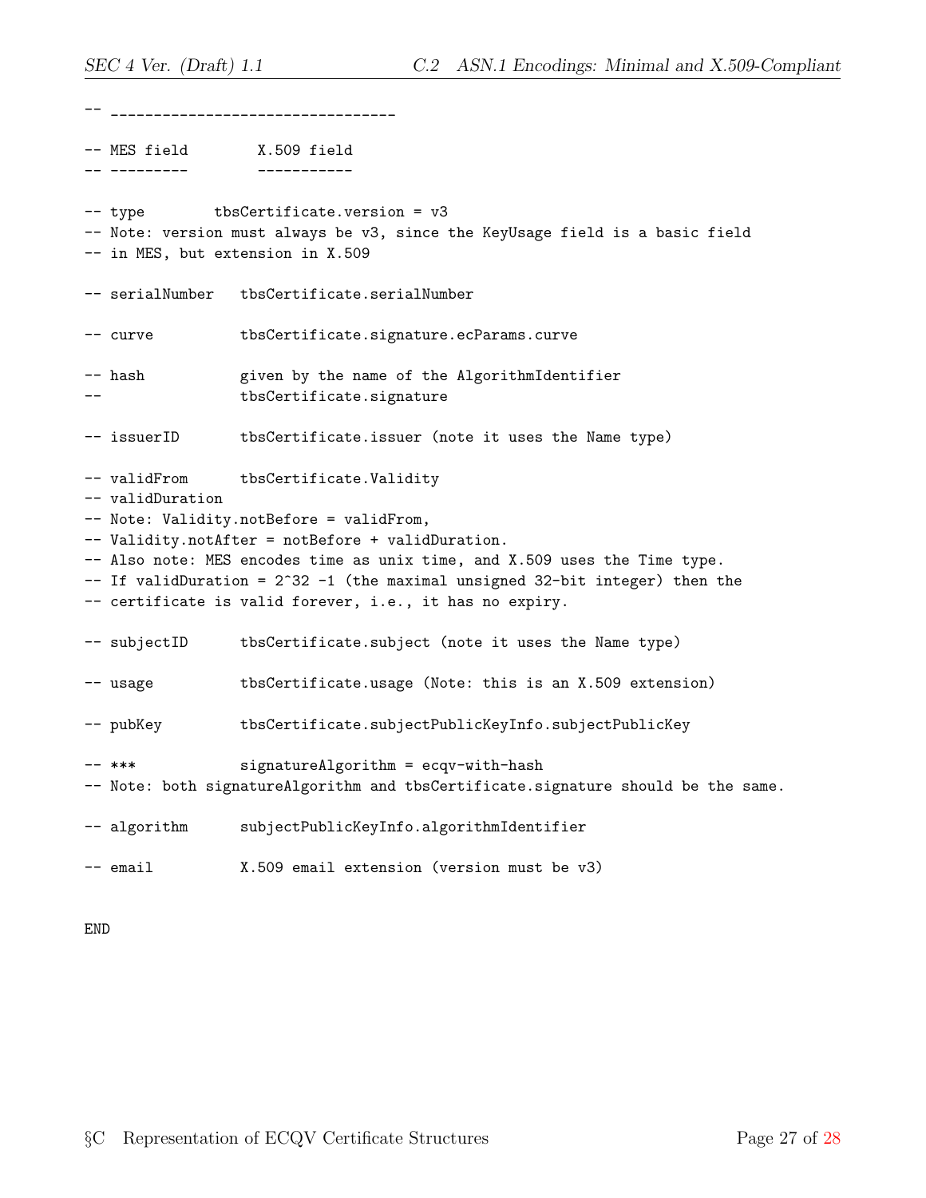```
-- ---------------------------------

-- MES field        X.509 field
-- ---------        -----------

-- type        tbsCertificate.version = v3
-- Note: version must always be v3, since the KeyUsage field is a basic field
-- in MES, but extension in X.509

-- serialNumber   tbsCertificate.serialNumber

-- curve          tbsCertificate.signature.ecParams.curve

-- hash           given by the name of the AlgorithmIdentifier
--                tbsCertificate.signature

-- issuerID       tbsCertificate.issuer (note it uses the Name type)

-- validFrom      tbsCertificate.Validity
-- validDuration
-- Note: Validity.notBefore = validFrom,
-- Validity.notAfter = notBefore + validDuration.
-- Also note: MES encodes time as unix time, and X.509 uses the Time type.
-- If validDuration = 2^32 -1 (the maximal unsigned 32-bit integer) then the
-- certificate is valid forever, i.e., it has no expiry.

-- subjectID      tbsCertificate.subject (note it uses the Name type)

-- usage          tbsCertificate.usage (Note: this is an X.509 extension)

-- pubKey         tbsCertificate.subjectPublicKeyInfo.subjectPublicKey

-- ***            signatureAlgorithm = ecqv-with-hash
-- Note: both signatureAlgorithm and tbsCertificate.signature should be the same.

-- algorithm      subjectPublicKeyInfo.algorithmIdentifier

-- email          X.509 email extension (version must be v3)


END
```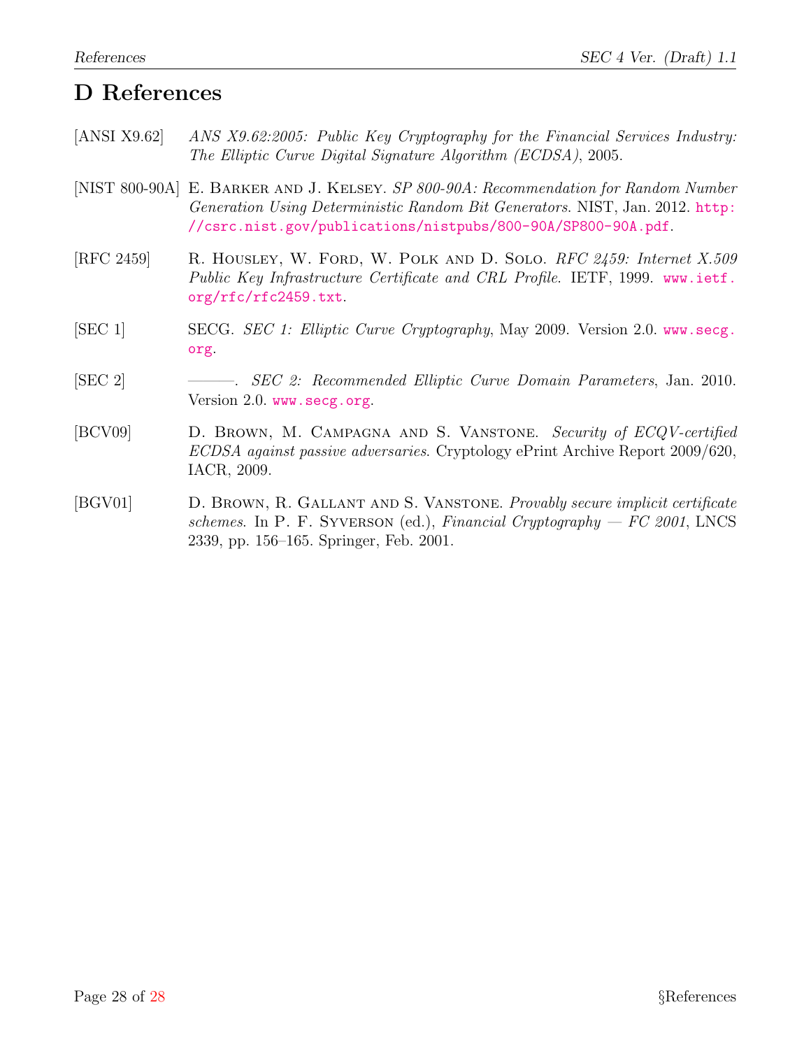# D References

[ANSI X9.62] *ANS X9.62:2005: Public Key Cryptography for the Financial Services Industry: The Elliptic Curve Digital Signature Algorithm (ECDSA)*, 2005.

[NIST 800-90A] E. Barker and J. Kelsey. *SP 800-90A: Recommendation for Random Number Generation Using Deterministic Random Bit Generators.* NIST, Jan. 2012. http://csrc.nist.gov/publications/nistpubs/800-90A/SP800-90A.pdf.

[RFC 2459] R. Housley, W. Ford, W. Polk and D. Solo. *RFC 2459: Internet X.509 Public Key Infrastructure Certificate and CRL Profile.* IETF, 1999. www.ietf.org/rfc/rfc2459.txt.

[SEC 1] SECG. *SEC 1: Elliptic Curve Cryptography*, May 2009. Version 2.0. www.secg.org.

[SEC 2] ———. *SEC 2: Recommended Elliptic Curve Domain Parameters*, Jan. 2010. Version 2.0. www.secg.org.

[BCV09] D. Brown, M. Campagna and S. Vanstone. *Security of ECQV-certified ECDSA against passive adversaries.* Cryptology ePrint Archive Report 2009/620, IACR, 2009.

[BGV01] D. Brown, R. Gallant and S. Vanstone. *Provably secure implicit certificate schemes.* In P. F. Syverson (ed.), *Financial Cryptography — FC 2001*, LNCS 2339, pp. 156–165. Springer, Feb. 2001.